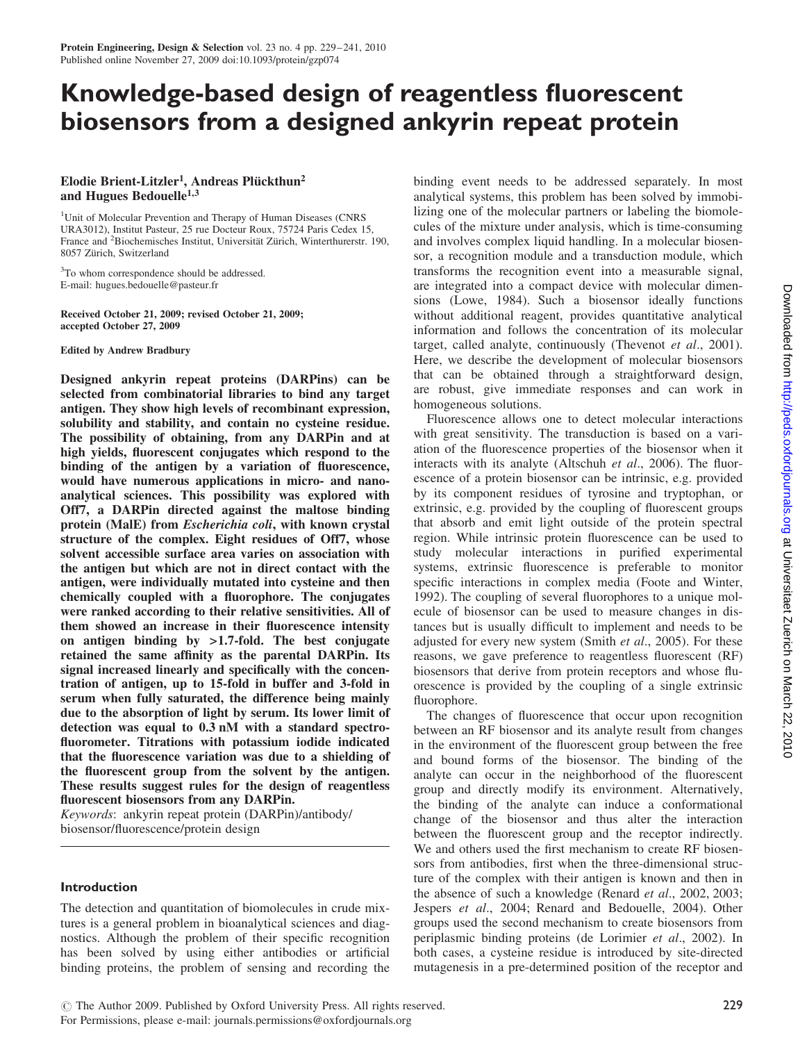# Knowledge-based design of reagentless fluorescent biosensors from a designed ankyrin repeat protein

**Elodie Brient-Litzler[1], Andreas Plückthun[2] and Hugues Bedouelle[1,3]**

[1]Unit of Molecular Prevention and Therapy of Human Diseases (CNRS URA3012), Institut Pasteur, 25 rue Docteur Roux, 75724 Paris Cedex 15, France and [2]Biochemisches Institut, Universität Zürich, Winterthurerstr. 190, 8057 Zürich, Switzerland

[3]To whom correspondence should be addressed.
E-mail: hugues.bedouelle@pasteur.fr

Received October 21, 2009; revised October 21, 2009; accepted October 27, 2009

Edited by Andrew Bradbury

**Designed ankyrin repeat proteins (DARPins) can be selected from combinatorial libraries to bind any target antigen. They show high levels of recombinant expression, solubility and stability, and contain no cysteine residue. The possibility of obtaining, from any DARPin and at high yields, fluorescent conjugates which respond to the binding of the antigen by a variation of fluorescence, would have numerous applications in micro- and nano-analytical sciences. This possibility was explored with Off7, a DARPin directed against the maltose binding protein (MalE) from *Escherichia coli*, with known crystal structure of the complex. Eight residues of Off7, whose solvent accessible surface area varies on association with the antigen but which are not in direct contact with the antigen, were individually mutated into cysteine and then chemically coupled with a fluorophore. The conjugates were ranked according to their relative sensitivities. All of them showed an increase in their fluorescence intensity on antigen binding by >1.7-fold. The best conjugate retained the same affinity as the parental DARPin. Its signal increased linearly and specifically with the concentration of antigen, up to 15-fold in buffer and 3-fold in serum when fully saturated, the difference being mainly due to the absorption of light by serum. Its lower limit of detection was equal to 0.3 nM with a standard spectrofluorometer. Titrations with potassium iodide indicated that the fluorescence variation was due to a shielding of the fluorescent group from the solvent by the antigen. These results suggest rules for the design of reagentless fluorescent biosensors from any DARPin.**

*Keywords*: ankyrin repeat protein (DARPin)/antibody/biosensor/fluorescence/protein design

## Introduction

The detection and quantitation of biomolecules in crude mixtures is a general problem in bioanalytical sciences and diagnostics. Although the problem of their specific recognition has been solved by using either antibodies or artificial binding proteins, the problem of sensing and recording the binding event needs to be addressed separately. In most analytical systems, this problem has been solved by immobilizing one of the molecular partners or labeling the biomolecules of the mixture under analysis, which is time-consuming and involves complex liquid handling. In a molecular biosensor, a recognition module and a transduction module, which transforms the recognition event into a measurable signal, are integrated into a compact device with molecular dimensions (Lowe, 1984). Such a biosensor ideally functions without additional reagent, provides quantitative analytical information and follows the concentration of its molecular target, called analyte, continuously (Thevenot *et al*., 2001). Here, we describe the development of molecular biosensors that can be obtained through a straightforward design, are robust, give immediate responses and can work in homogeneous solutions.

Fluorescence allows one to detect molecular interactions with great sensitivity. The transduction is based on a variation of the fluorescence properties of the biosensor when it interacts with its analyte (Altschuh *et al*., 2006). The fluorescence of a protein biosensor can be intrinsic, e.g. provided by its component residues of tyrosine and tryptophan, or extrinsic, e.g. provided by the coupling of fluorescent groups that absorb and emit light outside of the protein spectral region. While intrinsic protein fluorescence can be used to study molecular interactions in purified experimental systems, extrinsic fluorescence is preferable to monitor specific interactions in complex media (Foote and Winter, 1992). The coupling of several fluorophores to a unique molecule of biosensor can be used to measure changes in distances but is usually difficult to implement and needs to be adjusted for every new system (Smith *et al*., 2005). For these reasons, we gave preference to reagentless fluorescent (RF) biosensors that derive from protein receptors and whose fluorescence is provided by the coupling of a single extrinsic fluorophore.

The changes of fluorescence that occur upon recognition between an RF biosensor and its analyte result from changes in the environment of the fluorescent group between the free and bound forms of the biosensor. The binding of the analyte can occur in the neighborhood of the fluorescent group and directly modify its environment. Alternatively, the binding of the analyte can induce a conformational change of the biosensor and thus alter the interaction between the fluorescent group and the receptor indirectly. We and others used the first mechanism to create RF biosensors from antibodies, first when the three-dimensional structure of the complex with their antigen is known and then in the absence of such a knowledge (Renard *et al*., 2002, 2003; Jespers *et al*., 2004; Renard and Bedouelle, 2004). Other groups used the second mechanism to create biosensors from periplasmic binding proteins (de Lorimier *et al*., 2002). In both cases, a cysteine residue is introduced by site-directed mutagenesis in a pre-determined position of the receptor and

© The Author 2009. Published by Oxford University Press. All rights reserved.
For Permissions, please e-mail: journals.permissions@oxfordjournals.org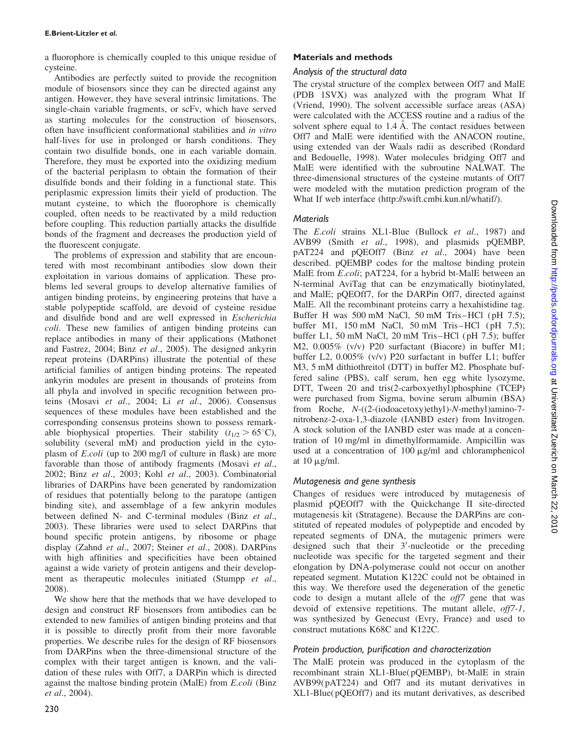a fluorophore is chemically coupled to this unique residue of cysteine.

Antibodies are perfectly suited to provide the recognition module of biosensors since they can be directed against any antigen. However, they have several intrinsic limitations. The single-chain variable fragments, or scFv, which have served as starting molecules for the construction of biosensors, often have insufficient conformational stabilities and *in vitro* half-lives for use in prolonged or harsh conditions. They contain two disulfide bonds, one in each variable domain. Therefore, they must be exported into the oxidizing medium of the bacterial periplasm to obtain the formation of their disulfide bonds and their folding in a functional state. This periplasmic expression limits their yield of production. The mutant cysteine, to which the fluorophore is chemically coupled, often needs to be reactivated by a mild reduction before coupling. This reduction partially attacks the disulfide bonds of the fragment and decreases the production yield of the fluorescent conjugate.

The problems of expression and stability that are encountered with most recombinant antibodies slow down their exploitation in various domains of application. These problems led several groups to develop alternative families of antigen binding proteins, by engineering proteins that have a stable polypeptide scaffold, are devoid of cysteine residue and disulfide bond and are well expressed in *Escherichia coli*. These new families of antigen binding proteins can replace antibodies in many of their applications (Mathonet and Fastrez, 2004; Binz *et al*., 2005). The designed ankyrin repeat proteins (DARPins) illustrate the potential of these artificial families of antigen binding proteins. The repeated ankyrin modules are present in thousands of proteins from all phyla and involved in specific recognition between proteins (Mosavi *et al*., 2004; Li *et al*., 2006). Consensus sequences of these modules have been established and the corresponding consensus proteins shown to possess remarkable biophysical properties. Their stability ($t_{1/2} > 65°C$), solubility (several mM) and production yield in the cytoplasm of *E.coli* (up to 200 mg/l of culture in flask) are more favorable than those of antibody fragments (Mosavi *et al*., 2002; Binz *et al*., 2003; Kohl *et al*., 2003). Combinatorial libraries of DARPins have been generated by randomization of residues that potentially belong to the paratope (antigen binding site), and assemblage of a few ankyrin modules between defined N- and C-terminal modules (Binz *et al*., 2003). These libraries were used to select DARPins that bound specific protein antigens, by ribosome or phage display (Zahnd *et al*., 2007; Steiner *et al*., 2008). DARPins with high affinities and specificities have been obtained against a wide variety of protein antigens and their development as therapeutic molecules initiated (Stumpp *et al*., 2008).

We show here that the methods that we have developed to design and construct RF biosensors from antibodies can be extended to new families of antigen binding proteins and that it is possible to directly profit from their more favorable properties. We describe rules for the design of RF biosensors from DARPins when the three-dimensional structure of the complex with their target antigen is known, and the validation of these rules with Off7, a DARPin which is directed against the maltose binding protein (MalE) from *E.coli* (Binz *et al*., 2004).

## Materials and methods

### Analysis of the structural data

The crystal structure of the complex between Off7 and MalE (PDB 1SVX) was analyzed with the program What If (Vriend, 1990). The solvent accessible surface areas (ASA) were calculated with the ACCESS routine and a radius of the solvent sphere equal to 1.4 Å. The contact residues between Off7 and MalE were identified with the ANACON routine, using extended van der Waals radii as described (Rondard and Bedouelle, 1998). Water molecules bridging Off7 and MalE were identified with the subroutine NALWAT. The three-dimensional structures of the cysteine mutants of Off7 were modeled with the mutation prediction program of the What If web interface (http://swift.cmbi.kun.nl/whatif/).

### Materials

The *E.coli* strains XL1-Blue (Bullock *et al*., 1987) and AVB99 (Smith *et al*., 1998), and plasmids pQEMBP, pAT224 and pQEOff7 (Binz *et al*., 2004) have been described. pQEMBP codes for the maltose binding protein MalE from *E.coli*; pAT224, for a hybrid bt-MalE between an N-terminal AviTag that can be enzymatically biotinylated, and MalE; pQEOff7, for the DARPin Off7, directed against MalE. All the recombinant proteins carry a hexahistidine tag. Buffer H was 500 mM NaCl, 50 mM Tris–HCl (pH 7.5); buffer M1, 150 mM NaCl, 50 mM Tris–HCl (pH 7.5); buffer L1, 50 mM NaCl, 20 mM Tris–HCl (pH 7.5); buffer M2, 0.005% (v/v) P20 surfactant (Biacore) in buffer M1; buffer L2, 0.005% (v/v) P20 surfactant in buffer L1; buffer M3, 5 mM dithiothreitol (DTT) in buffer M2. Phosphate buffered saline (PBS), calf serum, hen egg white lysozyme, DTT, Tween 20 and tris(2-carboxyethyl)phosphine (TCEP) were purchased from Sigma, bovine serum albumin (BSA) from Roche, *N*-((2-(iodoacetoxy)ethyl)-*N*-methyl)amino-7-nitrobenz-2-oxa-1,3-diazole (IANBD ester) from Invitrogen. A stock solution of the IANBD ester was made at a concentration of 10 mg/ml in dimethylformamide. Ampicillin was used at a concentration of 100 μg/ml and chloramphenicol at 10 μg/ml.

### Mutagenesis and gene synthesis

Changes of residues were introduced by mutagenesis of plasmid pQEOff7 with the Quickchange II site-directed mutagenesis kit (Stratagene). Because the DARPins are constituted of repeated modules of polypeptide and encoded by repeated segments of DNA, the mutagenic primers were designed such that their 3′-nucleotide or the preceding nucleotide was specific for the targeted segment and their elongation by DNA-polymerase could not occur on another repeated segment. Mutation K122C could not be obtained in this way. We therefore used the degeneration of the genetic code to design a mutant allele of the *off7* gene that was devoid of extensive repetitions. The mutant allele, *off7-1*, was synthesized by Genecust (Evry, France) and used to construct mutations K68C and K122C.

### Protein production, purification and characterization

The MalE protein was produced in the cytoplasm of the recombinant strain XL1-Blue(pQEMBP), bt-MalE in strain AVB99(pAT224) and Off7 and its mutant derivatives in XL1-Blue(pQEOff7) and its mutant derivatives, as described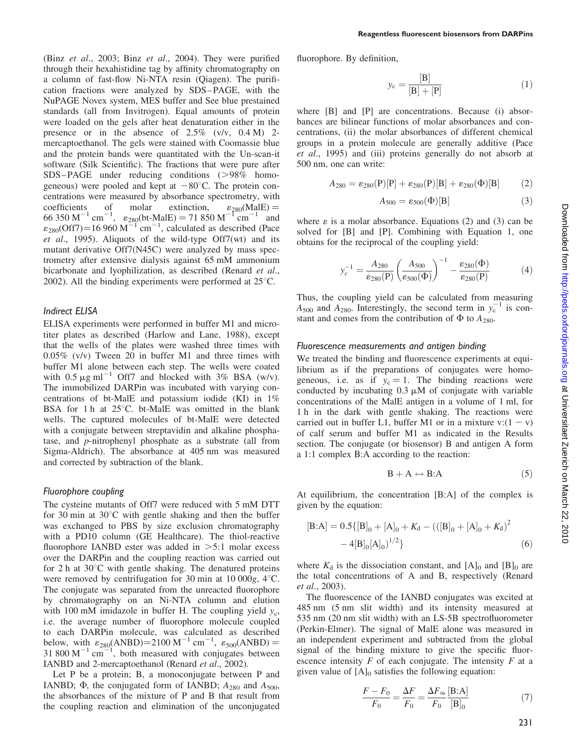(Binz *et al*., 2003; Binz *et al*., 2004). They were purified through their hexahistidine tag by affinity chromatography on a column of fast-flow Ni-NTA resin (Qiagen). The purification fractions were analyzed by SDS–PAGE, with the NuPAGE Novex system, MES buffer and See blue prestained standards (all from Invitrogen). Equal amounts of protein were loaded on the gels after heat denaturation either in the presence or in the absence of 2.5% (v/v, 0.4 M) 2-mercaptoethanol. The gels were stained with Coomassie blue and the protein bands were quantitated with the Un-scan-it software (Silk Scientific). The fractions that were pure after SDS–PAGE under reducing conditions (>98% homogeneous) were pooled and kept at −80°C. The protein concentrations were measured by absorbance spectrometry, with coefficients of molar extinction, $\varepsilon_{280}(\text{MalE}) = 66\,350\ \text{M}^{-1}\,\text{cm}^{-1}$, $\varepsilon_{280}(\text{bt-MalE}) = 71\,850\ \text{M}^{-1}\,\text{cm}^{-1}$ and $\varepsilon_{280}(\text{Off7}) = 16\,960\ \text{M}^{-1}\,\text{cm}^{-1}$, calculated as described (Pace *et al*., 1995). Aliquots of the wild-type Off7(wt) and its mutant derivative Off7(N45C) were analyzed by mass spectrometry after extensive dialysis against 65 mM ammonium bicarbonate and lyophilization, as described (Renard *et al*., 2002). All the binding experiments were performed at 25°C.

### Indirect ELISA

ELISA experiments were performed in buffer M1 and microtiter plates as described (Harlow and Lane, 1988), except that the wells of the plates were washed three times with 0.05% (v/v) Tween 20 in buffer M1 and three times with buffer M1 alone between each step. The wells were coated with $0.5\ \mu\text{g ml}^{-1}$ Off7 and blocked with 3% BSA (w/v). The immobilized DARPin was incubated with varying concentrations of bt-MalE and potassium iodide (KI) in 1% BSA for 1 h at 25°C. bt-MalE was omitted in the blank wells. The captured molecules of bt-MalE were detected with a conjugate between streptavidin and alkaline phosphatase, and *p*-nitrophenyl phosphate as a substrate (all from Sigma-Aldrich). The absorbance at 405 nm was measured and corrected by subtraction of the blank.

### Fluorophore coupling

The cysteine mutants of Off7 were reduced with 5 mM DTT for 30 min at 30°C with gentle shaking and then the buffer was exchanged to PBS by size exclusion chromatography with a PD10 column (GE Healthcare). The thiol-reactive fluorophore IANBD ester was added in >5:1 molar excess over the DARPin and the coupling reaction was carried out for 2 h at 30°C with gentle shaking. The denatured proteins were removed by centrifugation for 30 min at 10 000*g*, 4°C. The conjugate was separated from the unreacted fluorophore by chromatography on an Ni-NTA column and elution with 100 mM imidazole in buffer H. The coupling yield $y_c$, i.e. the average number of fluorophore molecule coupled to each DARPin molecule, was calculated as described below, with $\varepsilon_{280}(\text{ANBD}) = 2100\ \text{M}^{-1}\,\text{cm}^{-1}$, $\varepsilon_{500}(\text{ANBD}) = 31\,800\ \text{M}^{-1}\,\text{cm}^{-1}$, both measured with conjugates between IANBD and 2-mercaptoethanol (Renard *et al*., 2002).

Let P be a protein; B, a monoconjugate between P and IANBD; $\Phi$, the conjugated form of IANBD; $A_{280}$ and $A_{500}$, the absorbances of the mixture of P and B that result from the coupling reaction and elimination of the unconjugated fluorophore. By definition,

$$y_c = \frac{[\text{B}]}{[\text{B}] + [\text{P}]} \tag{1}$$

where [B] and [P] are concentrations. Because (i) absorbances are bilinear functions of molar absorbances and concentrations, (ii) the molar absorbances of different chemical groups in a protein molecule are generally additive (Pace *et al*., 1995) and (iii) proteins generally do not absorb at 500 nm, one can write:

$$A_{280} = \varepsilon_{280}(\text{P})[\text{P}] + \varepsilon_{280}(\text{P})[\text{B}] + \varepsilon_{280}(\Phi)[\text{B}] \tag{2}$$

$$A_{500} = \varepsilon_{500}(\Phi)[\text{B}] \tag{3}$$

where $\varepsilon$ is a molar absorbance. Equations (2) and (3) can be solved for [B] and [P]. Combining with Equation 1, one obtains for the reciprocal of the coupling yield:

$$y_c^{-1} = \frac{A_{280}}{\varepsilon_{280}(\text{P})}\left(\frac{A_{500}}{\varepsilon_{500}(\Phi)}\right)^{-1} - \frac{\varepsilon_{280}(\Phi)}{\varepsilon_{280}(\text{P})} \tag{4}$$

Thus, the coupling yield can be calculated from measuring $A_{500}$ and $A_{280}$. Interestingly, the second term in $y_c^{-1}$ is constant and comes from the contribution of $\Phi$ to $A_{280}$.

### Fluorescence measurements and antigen binding

We treated the binding and fluorescence experiments at equilibrium as if the preparations of conjugates were homogeneous, i.e. as if $y_c = 1$. The binding reactions were conducted by incubating 0.3 μM of conjugate with variable concentrations of the MalE antigen in a volume of 1 ml, for 1 h in the dark with gentle shaking. The reactions were carried out in buffer L1, buffer M1 or in a mixture v:(1 − v) of calf serum and buffer M1 as indicated in the Results section. The conjugate (or biosensor) B and antigen A form a 1:1 complex B:A according to the reaction:

$$\text{B} + \text{A} \leftrightarrow \text{B:A} \tag{5}$$

At equilibrium, the concentration [B:A] of the complex is given by the equation:

$$[\text{B:A}] = 0.5\{[\text{B}]_0 + [\text{A}]_0 + K_d - (([\text{B}]_0 + [\text{A}]_0 + K_d)^2 - 4[\text{B}]_0[\text{A}]_0)^{1/2}\} \tag{6}$$

where $K_d$ is the dissociation constant, and $[\text{A}]_0$ and $[\text{B}]_0$ are the total concentrations of A and B, respectively (Renard *et al*., 2003).

The fluorescence of the IANBD conjugates was excited at 485 nm (5 nm slit width) and its intensity measured at 535 nm (20 nm slit width) with an LS-5B spectrofluorometer (Perkin-Elmer). The signal of MalE alone was measured in an independent experiment and subtracted from the global signal of the binding mixture to give the specific fluorescence intensity $F$ of each conjugate. The intensity $F$ at a given value of $[\text{A}]_0$ satisfies the following equation:

$$\frac{F - F_0}{F_0} = \frac{\Delta F}{F_0} = \frac{\Delta F_\infty}{F_0}\frac{[\text{B:A}]}{[\text{B}]_0} \tag{7}$$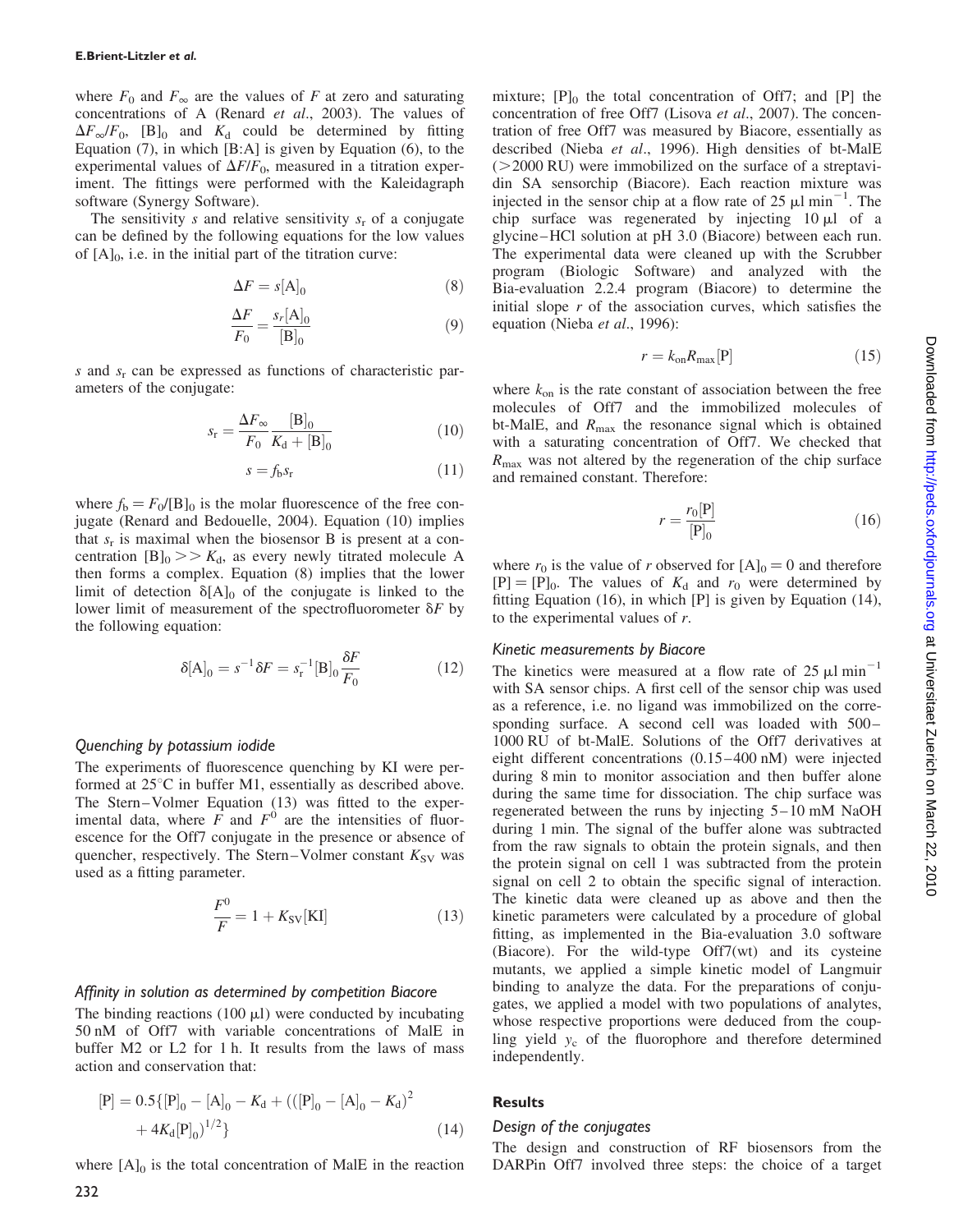where $F_0$ and $F_\infty$ are the values of $F$ at zero and saturating concentrations of A (Renard *et al*., 2003). The values of $\Delta F_\infty/F_0$, $[\mathrm{B}]_0$ and $K_\mathrm{d}$ could be determined by fitting Equation (7), in which [B:A] is given by Equation (6), to the experimental values of $\Delta F/F_0$, measured in a titration experiment. The fittings were performed with the Kaleidagraph software (Synergy Software).

The sensitivity $s$ and relative sensitivity $s_\mathrm{r}$ of a conjugate can be defined by the following equations for the low values of $[\mathrm{A}]_0$, i.e. in the initial part of the titration curve:

$$\Delta F = s[\mathrm{A}]_0 \tag{8}$$

$$\frac{\Delta F}{F_0} = \frac{s_r[\mathrm{A}]_0}{[\mathrm{B}]_0} \tag{9}$$

$s$ and $s_\mathrm{r}$ can be expressed as functions of characteristic parameters of the conjugate:

$$s_\mathrm{r} = \frac{\Delta F_\infty}{F_0}\frac{[\mathrm{B}]_0}{K_\mathrm{d} + [\mathrm{B}]_0} \tag{10}$$

$$s = f_\mathrm{b} s_\mathrm{r} \tag{11}$$

where $f_\mathrm{b} = F_0/[\mathrm{B}]_0$ is the molar fluorescence of the free conjugate (Renard and Bedouelle, 2004). Equation (10) implies that $s_\mathrm{r}$ is maximal when the biosensor B is present at a concentration $[\mathrm{B}]_0 >> K_\mathrm{d}$, as every newly titrated molecule A then forms a complex. Equation (8) implies that the lower limit of detection $\delta[\mathrm{A}]_0$ of the conjugate is linked to the lower limit of measurement of the spectrofluorometer $\delta F$ by the following equation:

$$\delta[\mathrm{A}]_0 = s^{-1}\delta F = s_\mathrm{r}^{-1}[\mathrm{B}]_0\frac{\delta F}{F_0} \tag{12}$$

### *Quenching by potassium iodide*

The experiments of fluorescence quenching by KI were performed at 25°C in buffer M1, essentially as described above. The Stern–Volmer Equation (13) was fitted to the experimental data, where $F$ and $F^0$ are the intensities of fluorescence for the Off7 conjugate in the presence or absence of quencher, respectively. The Stern–Volmer constant $K_\mathrm{SV}$ was used as a fitting parameter.

$$\frac{F^0}{F} = 1 + K_\mathrm{SV}[\mathrm{KI}] \tag{13}$$

### *Affinity in solution as determined by competition Biacore*

The binding reactions (100 µl) were conducted by incubating 50 nM of Off7 with variable concentrations of MalE in buffer M2 or L2 for 1 h. It results from the laws of mass action and conservation that:

$$[\mathrm{P}] = 0.5\{[\mathrm{P}]_0 - [\mathrm{A}]_0 - K_\mathrm{d} + (([\mathrm{P}]_0 - [\mathrm{A}]_0 - K_\mathrm{d})^2 + 4K_\mathrm{d}[\mathrm{P}]_0)^{1/2}\} \tag{14}$$

where $[\mathrm{A}]_0$ is the total concentration of MalE in the reaction mixture; $[\mathrm{P}]_0$ the total concentration of Off7; and [P] the concentration of free Off7 (Lisova *et al*., 2007). The concentration of free Off7 was measured by Biacore, essentially as described (Nieba *et al*., 1996). High densities of bt-MalE (>2000 RU) were immobilized on the surface of a streptavidin SA sensorchip (Biacore). Each reaction mixture was injected in the sensor chip at a flow rate of 25 µl min$^{-1}$. The chip surface was regenerated by injecting 10 µl of a glycine–HCl solution at pH 3.0 (Biacore) between each run. The experimental data were cleaned up with the Scrubber program (Biologic Software) and analyzed with the Bia-evaluation 2.2.4 program (Biacore) to determine the initial slope $r$ of the association curves, which satisfies the equation (Nieba *et al*., 1996):

$$r = k_\mathrm{on}R_\mathrm{max}[\mathrm{P}] \tag{15}$$

where $k_\mathrm{on}$ is the rate constant of association between the free molecules of Off7 and the immobilized molecules of bt-MalE, and $R_\mathrm{max}$ the resonance signal which is obtained with a saturating concentration of Off7. We checked that $R_\mathrm{max}$ was not altered by the regeneration of the chip surface and remained constant. Therefore:

$$r = \frac{r_0[\mathrm{P}]}{[\mathrm{P}]_0} \tag{16}$$

where $r_0$ is the value of $r$ observed for $[\mathrm{A}]_0 = 0$ and therefore $[\mathrm{P}] = [\mathrm{P}]_0$. The values of $K_\mathrm{d}$ and $r_0$ were determined by fitting Equation (16), in which [P] is given by Equation (14), to the experimental values of $r$.

### *Kinetic measurements by Biacore*

The kinetics were measured at a flow rate of 25 µl min$^{-1}$ with SA sensor chips. A first cell of the sensor chip was used as a reference, i.e. no ligand was immobilized on the corresponding surface. A second cell was loaded with 500–1000 RU of bt-MalE. Solutions of the Off7 derivatives at eight different concentrations (0.15–400 nM) were injected during 8 min to monitor association and then buffer alone during the same time for dissociation. The chip surface was regenerated between the runs by injecting 5–10 mM NaOH during 1 min. The signal of the buffer alone was subtracted from the raw signals to obtain the protein signals, and then the protein signal on cell 1 was subtracted from the protein signal on cell 2 to obtain the specific signal of interaction. The kinetic data were cleaned up as above and then the kinetic parameters were calculated by a procedure of global fitting, as implemented in the Bia-evaluation 3.0 software (Biacore). For the wild-type Off7(wt) and its cysteine mutants, we applied a simple kinetic model of Langmuir binding to analyze the data. For the preparations of conjugates, we applied a model with two populations of analytes, whose respective proportions were deduced from the coupling yield $y_\mathrm{c}$ of the fluorophore and therefore determined independently.

## Results

### *Design of the conjugates*

The design and construction of RF biosensors from the DARPin Off7 involved three steps: the choice of a target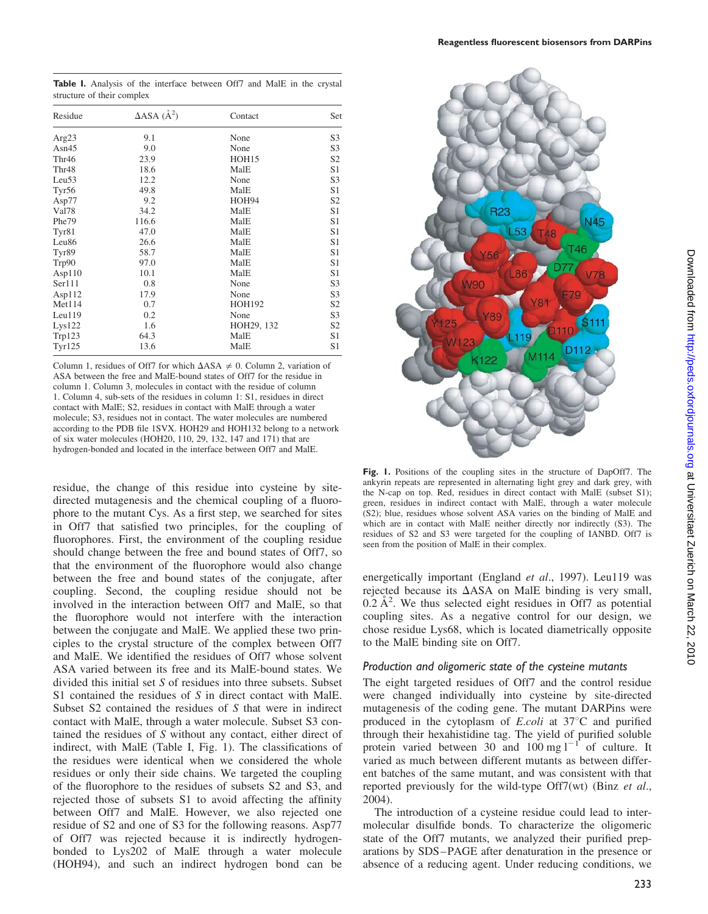**Table I.** Analysis of the interface between Off7 and MalE in the crystal structure of their complex

| Residue | ΔASA (Å$^2$) | Contact | Set |
|---|---|---|---|
| Arg23 | 9.1 | None | S3 |
| Asn45 | 9.0 | None | S3 |
| Thr46 | 23.9 | HOH15 | S2 |
| Thr48 | 18.6 | MalE | S1 |
| Leu53 | 12.2 | None | S3 |
| Tyr56 | 49.8 | MalE | S1 |
| Asp77 | 9.2 | HOH94 | S2 |
| Val78 | 34.2 | MalE | S1 |
| Phe79 | 116.6 | MalE | S1 |
| Tyr81 | 47.0 | MalE | S1 |
| Leu86 | 26.6 | MalE | S1 |
| Tyr89 | 58.7 | MalE | S1 |
| Trp90 | 97.0 | MalE | S1 |
| Asp110 | 10.1 | MalE | S1 |
| Ser111 | 0.8 | None | S3 |
| Asp112 | 17.9 | None | S3 |
| Met114 | 0.7 | HOH192 | S2 |
| Leu119 | 0.2 | None | S3 |
| Lys122 | 1.6 | HOH29, 132 | S2 |
| Trp123 | 64.3 | MalE | S1 |
| Tyr125 | 13.6 | MalE | S1 |

Column 1, residues of Off7 for which ΔASA ≠ 0. Column 2, variation of ASA between the free and MalE-bound states of Off7 for the residue in column 1. Column 3, molecules in contact with the residue of column 1. Column 4, sub-sets of the residues in column 1: S1, residues in direct contact with MalE; S2, residues in contact with MalE through a water molecule; S3, residues not in contact. The water molecules are numbered according to the PDB file 1SVX. HOH29 and HOH132 belong to a network of six water molecules (HOH20, 129, 132, 147 and 171) that are hydrogen-bonded and located in the interface between Off7 and MalE.

residue, the change of this residue into cysteine by site-directed mutagenesis and the chemical coupling of a fluorophore to the mutant Cys. As a first step, we searched for sites in Off7 that satisfied two principles, for the coupling of fluorophores. First, the environment of the coupling residue should change between the free and bound states of Off7, so that the environment of the fluorophore would also change between the free and bound states of the conjugate, after coupling. Second, the coupling residue should not be involved in the interaction between Off7 and MalE, so that the fluorophore would not interfere with the interaction between the conjugate and MalE. We applied these two principles to the crystal structure of the complex between Off7 and MalE. We identified the residues of Off7 whose solvent ASA varied between its free and its MalE-bound states. We divided this initial set *S* of residues into three subsets. Subset S1 contained the residues of *S* in direct contact with MalE. Subset S2 contained the residues of *S* that were in indirect contact with MalE, through a water molecule. Subset S3 contained the residues of *S* without any contact, either direct of indirect, with MalE (Table I, Fig. 1). The classifications of the residues were identical when we considered the whole residues or only their side chains. We targeted the coupling of the fluorophore to the residues of subsets S2 and S3, and rejected those of subsets S1 to avoid affecting the affinity between Off7 and MalE. However, we also rejected one residue of S2 and one of S3 for the following reasons. Asp77 of Off7 was rejected because it is indirectly hydrogen-bonded to Lys202 of MalE through a water molecule (HOH94), and such an indirect hydrogen bond can be energetically important (England *et al.*, 1997). Leu119 was rejected because its ΔASA on MalE binding is very small, 0.2 Å$^2$. We thus selected eight residues in Off7 as potential coupling sites. As a negative control for our design, we chose residue Lys68, which is located diametrically opposite to the MalE binding site on Off7.

**Fig. 1.** Positions of the coupling sites in the structure of DapOff7. The ankyrin repeats are represented in alternating light grey and dark grey, with the N-cap on top. Red, residues in direct contact with MalE (subset S1); green, residues in indirect contact with MalE, through a water molecule (S2); blue, residues whose solvent ASA varies on the binding of MalE and which are in contact with MalE neither directly nor indirectly (S3). The residues of S2 and S3 were targeted for the coupling of IANBD. Off7 is seen from the position of MalE in their complex.

### Production and oligomeric state of the cysteine mutants

The eight targeted residues of Off7 and the control residue were changed individually into cysteine by site-directed mutagenesis of the coding gene. The mutant DARPins were produced in the cytoplasm of *E.coli* at 37°C and purified through their hexahistidine tag. The yield of purified soluble protein varied between 30 and 100 mg l$^{-1}$ of culture. It varied as much between different mutants as between different batches of the same mutant, and was consistent with that reported previously for the wild-type Off7(wt) (Binz *et al.*, 2004).

The introduction of a cysteine residue could lead to intermolecular disulfide bonds. To characterize the oligomeric state of the Off7 mutants, we analyzed their purified preparations by SDS–PAGE after denaturation in the presence or absence of a reducing agent. Under reducing conditions, we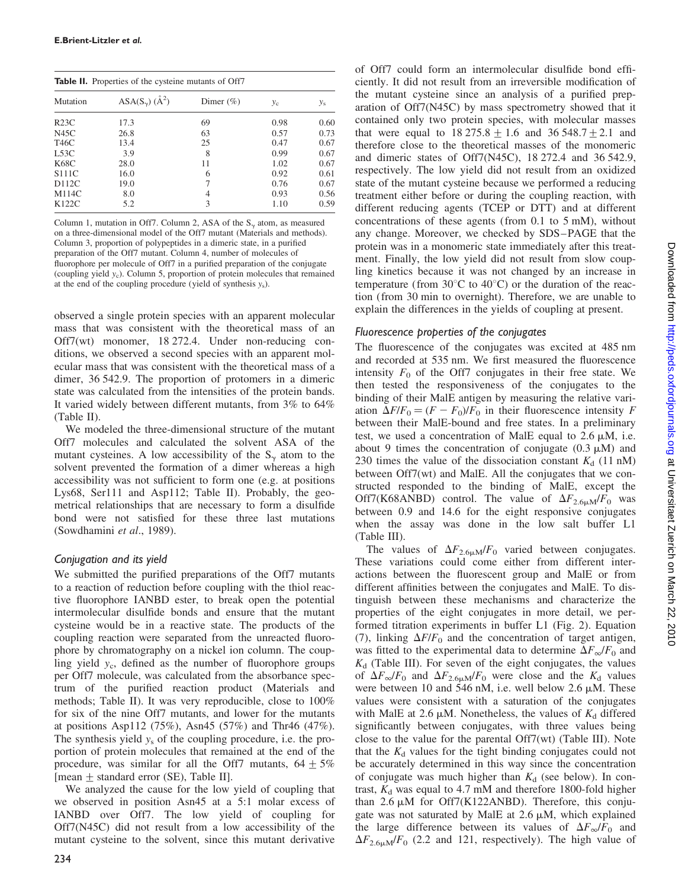**Table II.** Properties of the cysteine mutants of Off7

| Mutation | ASA($S_\gamma$) (Å$^2$) | Dimer (%) | $y_c$ | $y_s$ |
|---|---|---|---|---|
| R23C | 17.3 | 69 | 0.98 | 0.60 |
| N45C | 26.8 | 63 | 0.57 | 0.73 |
| T46C | 13.4 | 25 | 0.47 | 0.67 |
| L53C | 3.9 | 8 | 0.99 | 0.67 |
| K68C | 28.0 | 11 | 1.02 | 0.67 |
| S111C | 16.0 | 6 | 0.92 | 0.61 |
| D112C | 19.0 | 7 | 0.76 | 0.67 |
| M114C | 8.0 | 4 | 0.93 | 0.56 |
| K122C | 5.2 | 3 | 1.10 | 0.59 |

Column 1, mutation in Off7. Column 2, ASA of the $S_\gamma$ atom, as measured on a three-dimensional model of the Off7 mutant (Materials and methods). Column 3, proportion of polypeptides in a dimeric state, in a purified preparation of the Off7 mutant. Column 4, number of molecules of fluorophore per molecule of Off7 in a purified preparation of the conjugate (coupling yield $y_c$). Column 5, proportion of protein molecules that remained at the end of the coupling procedure (yield of synthesis $y_s$).

observed a single protein species with an apparent molecular mass that was consistent with the theoretical mass of an Off7(wt) monomer, 18 272.4. Under non-reducing conditions, we observed a second species with an apparent molecular mass that was consistent with the theoretical mass of a dimer, 36 542.9. The proportion of protomers in a dimeric state was calculated from the intensities of the protein bands. It varied widely between different mutants, from 3% to 64% (Table II).

We modeled the three-dimensional structure of the mutant Off7 molecules and calculated the solvent ASA of the mutant cysteines. A low accessibility of the $S_\gamma$ atom to the solvent prevented the formation of a dimer whereas a high accessibility was not sufficient to form one (e.g. at positions Lys68, Ser111 and Asp112; Table II). Probably, the geometrical relationships that are necessary to form a disulfide bond were not satisfied for these three last mutations (Sowdhamini *et al*., 1989).

### Conjugation and its yield

We submitted the purified preparations of the Off7 mutants to a reaction of reduction before coupling with the thiol reactive fluorophore IANBD ester, to break open the potential intermolecular disulfide bonds and ensure that the mutant cysteine would be in a reactive state. The products of the coupling reaction were separated from the unreacted fluorophore by chromatography on a nickel ion column. The coupling yield $y_c$, defined as the number of fluorophore groups per Off7 molecule, was calculated from the absorbance spectrum of the purified reaction product (Materials and methods; Table II). It was very reproducible, close to 100% for six of the nine Off7 mutants, and lower for the mutants at positions Asp112 (75%), Asn45 (57%) and Thr46 (47%). The synthesis yield $y_s$ of the coupling procedure, i.e. the proportion of protein molecules that remained at the end of the procedure, was similar for all the Off7 mutants, $64 \pm 5\%$ [mean ± standard error (SE), Table II].

We analyzed the cause for the low yield of coupling that we observed in position Asn45 at a 5:1 molar excess of IANBD over Off7. The low yield of coupling for Off7(N45C) did not result from a low accessibility of the mutant cysteine to the solvent, since this mutant derivative of Off7 could form an intermolecular disulfide bond efficiently. It did not result from an irreversible modification of the mutant cysteine since an analysis of a purified preparation of Off7(N45C) by mass spectrometry showed that it contained only two protein species, with molecular masses that were equal to $18\,275.8 \pm 1.6$ and $36\,548.7 \pm 2.1$ and therefore close to the theoretical masses of the monomeric and dimeric states of Off7(N45C), 18 272.4 and 36 542.9, respectively. The low yield did not result from an oxidized state of the mutant cysteine because we performed a reducing treatment either before or during the coupling reaction, with different reducing agents (TCEP or DTT) and at different concentrations of these agents (from 0.1 to 5 mM), without any change. Moreover, we checked by SDS–PAGE that the protein was in a monomeric state immediately after this treatment. Finally, the low yield did not result from slow coupling kinetics because it was not changed by an increase in temperature (from 30°C to 40°C) or the duration of the reaction (from 30 min to overnight). Therefore, we are unable to explain the differences in the yields of coupling at present.

### Fluorescence properties of the conjugates

The fluorescence of the conjugates was excited at 485 nm and recorded at 535 nm. We first measured the fluorescence intensity $F_0$ of the Off7 conjugates in their free state. We then tested the responsiveness of the conjugates to the binding of their MalE antigen by measuring the relative variation $\Delta F/F_0 = (F - F_0)/F_0$ in their fluorescence intensity $F$ between their MalE-bound and free states. In a preliminary test, we used a concentration of MalE equal to 2.6 μM, i.e. about 9 times the concentration of conjugate (0.3 μM) and 230 times the value of the dissociation constant $K_d$ (11 nM) between Off7(wt) and MalE. All the conjugates that we constructed responded to the binding of MalE, except the Off7(K68ANBD) control. The value of $\Delta F_{2.6\mu M}/F_0$ was between 0.9 and 14.6 for the eight responsive conjugates when the assay was done in the low salt buffer L1 (Table III).

The values of $\Delta F_{2.6\mu M}/F_0$ varied between conjugates. These variations could come either from different interactions between the fluorescent group and MalE or from different affinities between the conjugates and MalE. To distinguish between these mechanisms and characterize the properties of the eight conjugates in more detail, we performed titration experiments in buffer L1 (Fig. 2). Equation (7), linking $\Delta F/F_0$ and the concentration of target antigen, was fitted to the experimental data to determine $\Delta F_\infty/F_0$ and $K_d$ (Table III). For seven of the eight conjugates, the values of $\Delta F_\infty/F_0$ and $\Delta F_{2.6\mu M}/F_0$ were close and the $K_d$ values were between 10 and 546 nM, i.e. well below 2.6 μM. These values were consistent with a saturation of the conjugates with MalE at 2.6 μM. Nonetheless, the values of $K_d$ differed significantly between conjugates, with three values being close to the value for the parental Off7(wt) (Table III). Note that the $K_d$ values for the tight binding conjugates could not be accurately determined in this way since the concentration of conjugate was much higher than $K_d$ (see below). In contrast, $K_d$ was equal to 4.7 mM and therefore 1800-fold higher than 2.6 μM for Off7(K122ANBD). Therefore, this conjugate was not saturated by MalE at 2.6 μM, which explained the large difference between its values of $\Delta F_\infty/F_0$ and $\Delta F_{2.6\mu M}/F_0$ (2.2 and 121, respectively). The high value of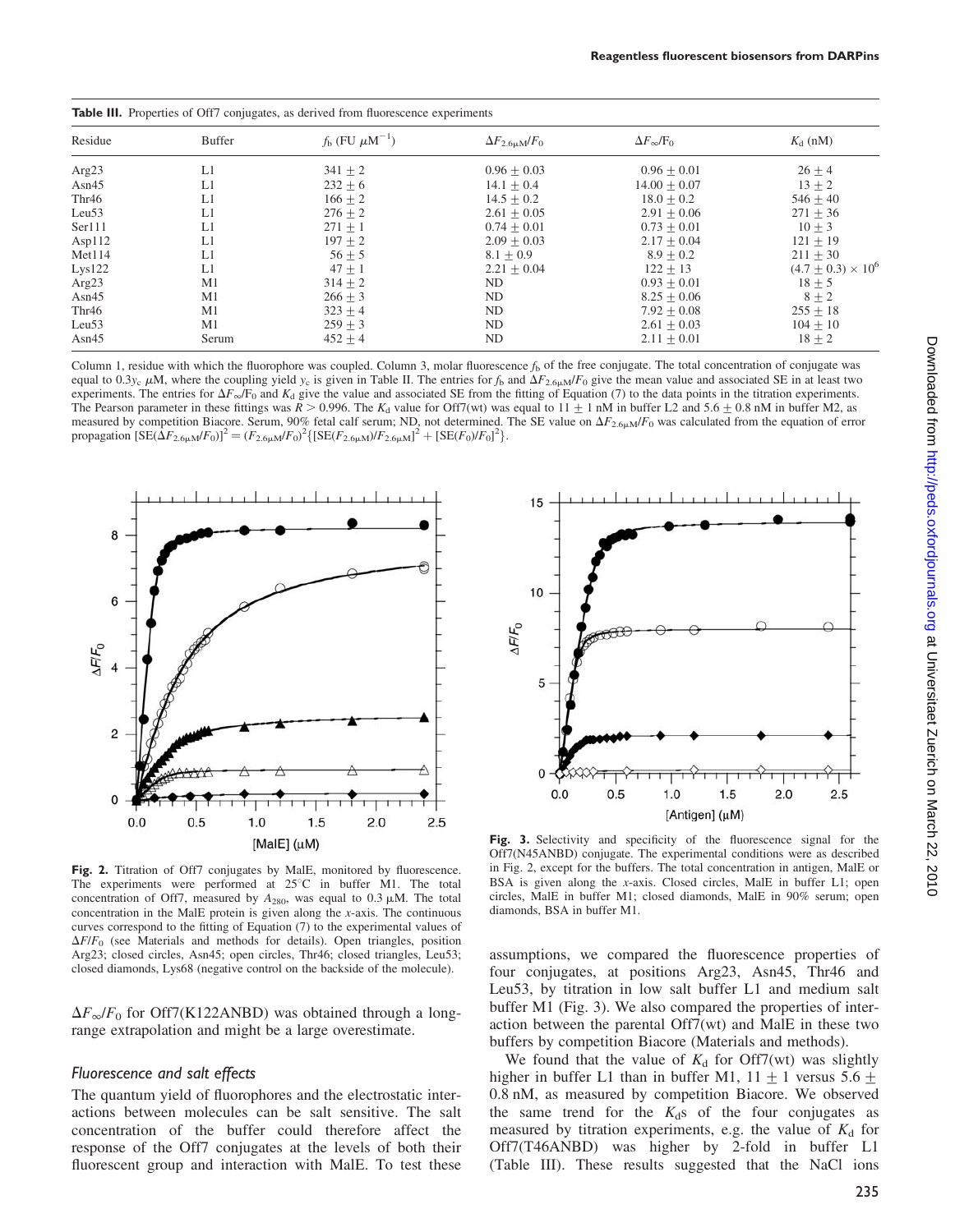**Table III.** Properties of Off7 conjugates, as derived from fluorescence experiments

| Residue | Buffer | $f_b$ (FU $\mu M^{-1}$) | $\Delta F_{2.6\mu M}/F_0$ | $\Delta F_\infty/F_0$ | $K_d$ (nM) |
|---|---|---|---|---|---|
| Arg23 | L1 | $341 \pm 2$ | $0.96 \pm 0.03$ | $0.96 \pm 0.01$ | $26 \pm 4$ |
| Asn45 | L1 | $232 \pm 6$ | $14.1 \pm 0.4$ | $14.00 \pm 0.07$ | $13 \pm 2$ |
| Thr46 | L1 | $166 \pm 2$ | $14.5 \pm 0.2$ | $18.0 \pm 0.2$ | $546 \pm 40$ |
| Leu53 | L1 | $276 \pm 2$ | $2.61 \pm 0.05$ | $2.91 \pm 0.06$ | $271 \pm 36$ |
| Ser111 | L1 | $271 \pm 1$ | $0.74 \pm 0.01$ | $0.73 \pm 0.01$ | $10 \pm 3$ |
| Asp112 | L1 | $197 \pm 2$ | $2.09 \pm 0.03$ | $2.17 \pm 0.04$ | $121 \pm 19$ |
| Met114 | L1 | $56 \pm 5$ | $8.1 \pm 0.9$ | $8.9 \pm 0.2$ | $211 \pm 30$ |
| Lys122 | L1 | $47 \pm 1$ | $2.21 \pm 0.04$ | $122 \pm 13$ | $(4.7 \pm 0.3) \times 10^6$ |
| Arg23 | M1 | $314 \pm 2$ | ND | $0.93 \pm 0.01$ | $18 \pm 5$ |
| Asn45 | M1 | $266 \pm 3$ | ND | $8.25 \pm 0.06$ | $8 \pm 2$ |
| Thr46 | M1 | $323 \pm 4$ | ND | $7.92 \pm 0.08$ | $255 \pm 18$ |
| Leu53 | M1 | $259 \pm 3$ | ND | $2.61 \pm 0.03$ | $104 \pm 10$ |
| Asn45 | Serum | $452 \pm 4$ | ND | $2.11 \pm 0.01$ | $18 \pm 2$ |

Column 1, residue with which the fluorophore was coupled. Column 3, molar fluorescence $f_b$ of the free conjugate. The total concentration of conjugate was equal to $0.3y_c$ $\mu M$, where the coupling yield $y_c$ is given in Table II. The entries for $f_b$ and $\Delta F_{2.6\mu M}/F_0$ give the mean value and associated SE in at least two experiments. The entries for $\Delta F_\infty/F_0$ and $K_d$ give the value and associated SE from the fitting of Equation (7) to the data points in the titration experiments. The Pearson parameter in these fittings was $R > 0.996$. The $K_d$ value for Off7(wt) was equal to $11 \pm 1$ nM in buffer L2 and $5.6 \pm 0.8$ nM in buffer M2, as measured by competition Biacore. Serum, 90% fetal calf serum; ND, not determined. The SE value on $\Delta F_{2.6\mu M}/F_0$ was calculated from the equation of error propagation $[SE(\Delta F_{2.6\mu M}/F_0)]^2 = (F_{2.6\mu M}/F_0)^2\{[SE(F_{2.6\mu M})/F_{2.6\mu M}]^2 + [SE(F_0)/F_0]^2\}$.

**Fig. 2.** Titration of Off7 conjugates by MalE, monitored by fluorescence. The experiments were performed at 25°C in buffer M1. The total concentration of Off7, measured by $A_{280}$, was equal to 0.3 μM. The total concentration in the MalE protein is given along the x-axis. The continuous curves correspond to the fitting of Equation (7) to the experimental values of $\Delta F/F_0$ (see Materials and methods for details). Open triangles, position Arg23; closed circles, Asn45; open circles, Thr46; closed triangles, Leu53; closed diamonds, Lys68 (negative control on the backside of the molecule).

$\Delta F_\infty/F_0$ for Off7(K122ANBD) was obtained through a long-range extrapolation and might be a large overestimate.

### Fluorescence and salt effects

The quantum yield of fluorophores and the electrostatic interactions between molecules can be salt sensitive. The salt concentration of the buffer could therefore affect the response of the Off7 conjugates at the levels of both their fluorescent group and interaction with MalE. To test these assumptions, we compared the fluorescence properties of four conjugates, at positions Arg23, Asn45, Thr46 and Leu53, by titration in low salt buffer L1 and medium salt buffer M1 (Fig. 3). We also compared the properties of interaction between the parental Off7(wt) and MalE in these two buffers by competition Biacore (Materials and methods).

**Fig. 3.** Selectivity and specificity of the fluorescence signal for the Off7(N45ANBD) conjugate. The experimental conditions were as described in Fig. 2, except for the buffers. The total concentration in antigen, MalE or BSA is given along the x-axis. Closed circles, MalE in buffer L1; open circles, MalE in buffer M1; closed diamonds, MalE in 90% serum; open diamonds, BSA in buffer M1.

We found that the value of $K_d$ for Off7(wt) was slightly higher in buffer L1 than in buffer M1, $11 \pm 1$ versus $5.6 \pm 0.8$ nM, as measured by competition Biacore. We observed the same trend for the $K_d$s of the four conjugates as measured by titration experiments, e.g. the value of $K_d$ for Off7(T46ANBD) was higher by 2-fold in buffer L1 (Table III). These results suggested that the NaCl ions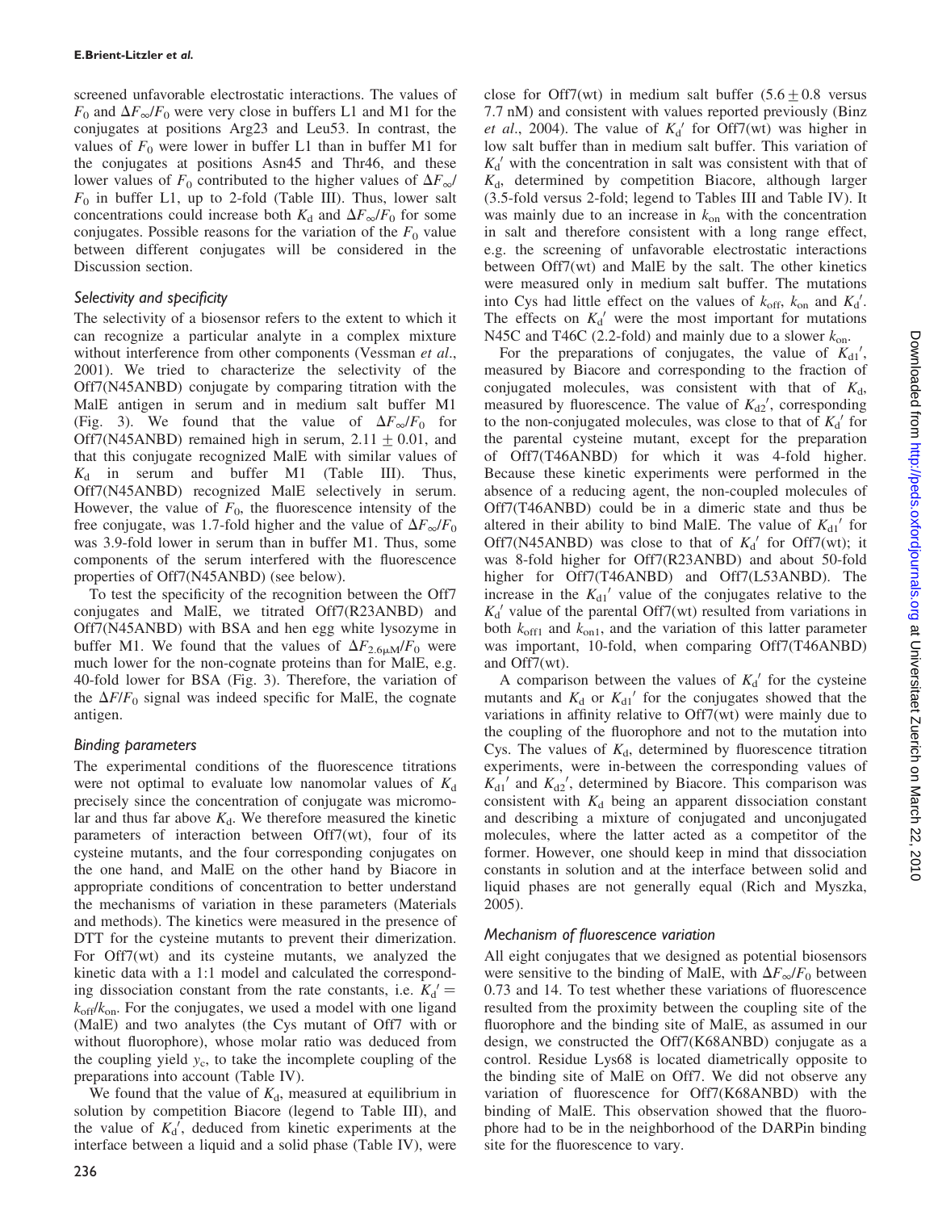screened unfavorable electrostatic interactions. The values of $F_0$ and $\Delta F_\infty/F_0$ were very close in buffers L1 and M1 for the conjugates at positions Arg23 and Leu53. In contrast, the values of $F_0$ were lower in buffer L1 than in buffer M1 for the conjugates at positions Asn45 and Thr46, and these lower values of $F_0$ contributed to the higher values of $\Delta F_\infty/F_0$ in buffer L1, up to 2-fold (Table III). Thus, lower salt concentrations could increase both $K_d$ and $\Delta F_\infty/F_0$ for some conjugates. Possible reasons for the variation of the $F_0$ value between different conjugates will be considered in the Discussion section.

### Selectivity and specificity

The selectivity of a biosensor refers to the extent to which it can recognize a particular analyte in a complex mixture without interference from other components (Vessman *et al.*, 2001). We tried to characterize the selectivity of the Off7(N45ANBD) conjugate by comparing titration with the MalE antigen in serum and in medium salt buffer M1 (Fig. 3). We found that the value of $\Delta F_\infty/F_0$ for Off7(N45ANBD) remained high in serum, $2.11 \pm 0.01$, and that this conjugate recognized MalE with similar values of $K_d$ in serum and buffer M1 (Table III). Thus, Off7(N45ANBD) recognized MalE selectively in serum. However, the value of $F_0$, the fluorescence intensity of the free conjugate, was 1.7-fold higher and the value of $\Delta F_\infty/F_0$ was 3.9-fold lower in serum than in buffer M1. Thus, some components of the serum interfered with the fluorescence properties of Off7(N45ANBD) (see below).

To test the specificity of the recognition between the Off7 conjugates and MalE, we titrated Off7(R23ANBD) and Off7(N45ANBD) with BSA and hen egg white lysozyme in buffer M1. We found that the values of $\Delta F_{2.6\mu M}/F_0$ were much lower for the non-cognate proteins than for MalE, e.g. 40-fold lower for BSA (Fig. 3). Therefore, the variation of the $\Delta F/F_0$ signal was indeed specific for MalE, the cognate antigen.

### Binding parameters

The experimental conditions of the fluorescence titrations were not optimal to evaluate low nanomolar values of $K_d$ precisely since the concentration of conjugate was micromolar and thus far above $K_d$. We therefore measured the kinetic parameters of interaction between Off7(wt), four of its cysteine mutants, and the four corresponding conjugates on the one hand, and MalE on the other hand by Biacore in appropriate conditions of concentration to better understand the mechanisms of variation in these parameters (Materials and methods). The kinetics were measured in the presence of DTT for the cysteine mutants to prevent their dimerization. For Off7(wt) and its cysteine mutants, we analyzed the kinetic data with a 1:1 model and calculated the corresponding dissociation constant from the rate constants, i.e. $K_d' = k_{off}/k_{on}$. For the conjugates, we used a model with one ligand (MalE) and two analytes (the Cys mutant of Off7 with or without fluorophore), whose molar ratio was deduced from the coupling yield $y_c$, to take the incomplete coupling of the preparations into account (Table IV).

We found that the value of $K_d$, measured at equilibrium in solution by competition Biacore (legend to Table III), and the value of $K_d'$, deduced from kinetic experiments at the interface between a liquid and a solid phase (Table IV), were close for Off7(wt) in medium salt buffer ($5.6 \pm 0.8$ versus 7.7 nM) and consistent with values reported previously (Binz *et al.*, 2004). The value of $K_d'$ for Off7(wt) was higher in low salt buffer than in medium salt buffer. This variation of $K_d'$ with the concentration in salt was consistent with that of $K_d$, determined by competition Biacore, although larger (3.5-fold versus 2-fold; legend to Tables III and Table IV). It was mainly due to an increase in $k_{on}$ with the concentration in salt and therefore consistent with a long range effect, e.g. the screening of unfavorable electrostatic interactions between Off7(wt) and MalE by the salt. The other kinetics were measured only in medium salt buffer. The mutations into Cys had little effect on the values of $k_{off}$, $k_{on}$ and $K_d'$. The effects on $K_d'$ were the most important for mutations N45C and T46C (2.2-fold) and mainly due to a slower $k_{on}$.

For the preparations of conjugates, the value of $K_{d1}'$, measured by Biacore and corresponding to the fraction of conjugated molecules, was consistent with that of $K_d$, measured by fluorescence. The value of $K_{d2}'$, corresponding to the non-conjugated molecules, was close to that of $K_d'$ for the parental cysteine mutant, except for the preparation of Off7(T46ANBD) for which it was 4-fold higher. Because these kinetic experiments were performed in the absence of a reducing agent, the non-coupled molecules of Off7(T46ANBD) could be in a dimeric state and thus be altered in their ability to bind MalE. The value of $K_{d1}'$ for Off7(N45ANBD) was close to that of $K_d'$ for Off7(wt); it was 8-fold higher for Off7(R23ANBD) and about 50-fold higher for Off7(T46ANBD) and Off7(L53ANBD). The increase in the $K_{d1}'$ value of the conjugates relative to the $K_d'$ value of the parental Off7(wt) resulted from variations in both $k_{off1}$ and $k_{on1}$, and the variation of this latter parameter was important, 10-fold, when comparing Off7(T46ANBD) and Off7(wt).

A comparison between the values of $K_d'$ for the cysteine mutants and $K_d$ or $K_{d1}'$ for the conjugates showed that the variations in affinity relative to Off7(wt) were mainly due to the coupling of the fluorophore and not to the mutation into Cys. The values of $K_d$, determined by fluorescence titration experiments, were in-between the corresponding values of $K_{d1}'$ and $K_{d2}'$, determined by Biacore. This comparison was consistent with $K_d$ being an apparent dissociation constant and describing a mixture of conjugated and unconjugated molecules, where the latter acted as a competitor of the former. However, one should keep in mind that dissociation constants in solution and at the interface between solid and liquid phases are not generally equal (Rich and Myszka, 2005).

### Mechanism of fluorescence variation

All eight conjugates that we designed as potential biosensors were sensitive to the binding of MalE, with $\Delta F_\infty/F_0$ between 0.73 and 14. To test whether these variations of fluorescence resulted from the proximity between the coupling site of the fluorophore and the binding site of MalE, as assumed in our design, we constructed the Off7(K68ANBD) conjugate as a control. Residue Lys68 is located diametrically opposite to the binding site of MalE on Off7. We did not observe any variation of fluorescence for Off7(K68ANBD) with the binding of MalE. This observation showed that the fluorophore had to be in the neighborhood of the DARPin binding site for the fluorescence to vary.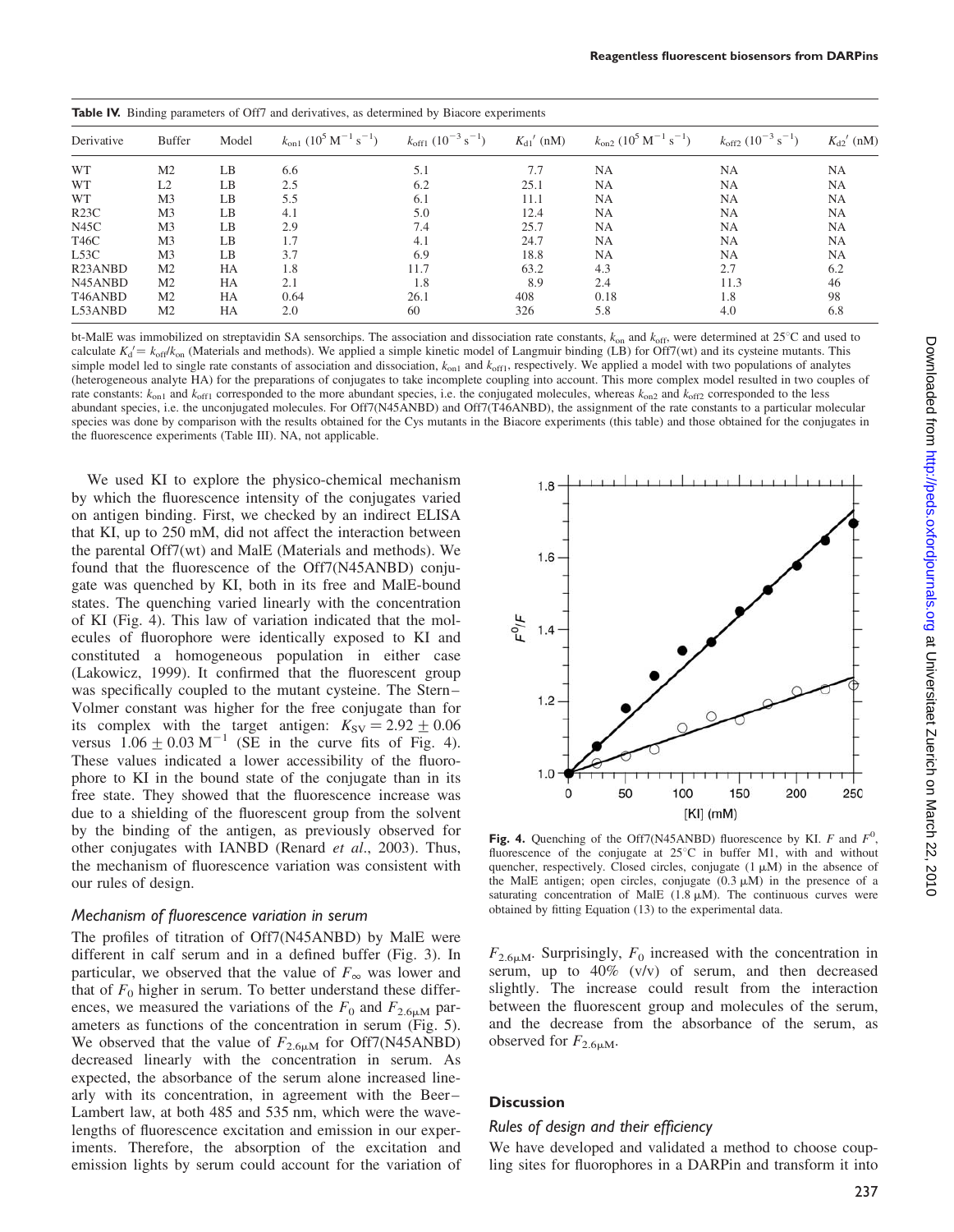**Table IV.** Binding parameters of Off7 and derivatives, as determined by Biacore experiments

| Derivative | Buffer | Model | $k_{on1}$ ($10^5$ M$^{-1}$ s$^{-1}$) | $k_{off1}$ ($10^{-3}$ s$^{-1}$) | $K_{d1}'$ (nM) | $k_{on2}$ ($10^5$ M$^{-1}$ s$^{-1}$) | $k_{off2}$ ($10^{-3}$ s$^{-1}$) | $K_{d2}'$ (nM) |
|---|---|---|---|---|---|---|---|---|
| WT | M2 | LB | 6.6 | 5.1 | 7.7 | NA | NA | NA |
| WT | L2 | LB | 2.5 | 6.2 | 25.1 | NA | NA | NA |
| WT | M3 | LB | 5.5 | 6.1 | 11.1 | NA | NA | NA |
| R23C | M3 | LB | 4.1 | 5.0 | 12.4 | NA | NA | NA |
| N45C | M3 | LB | 2.9 | 7.4 | 25.7 | NA | NA | NA |
| T46C | M3 | LB | 1.7 | 4.1 | 24.7 | NA | NA | NA |
| L53C | M3 | LB | 3.7 | 6.9 | 18.8 | NA | NA | NA |
| R23ANBD | M2 | HA | 1.8 | 11.7 | 63.2 | 4.3 | 2.7 | 6.2 |
| N45ANBD | M2 | HA | 2.1 | 1.8 | 8.9 | 2.4 | 11.3 | 46 |
| T46ANBD | M2 | HA | 0.64 | 26.1 | 408 | 0.18 | 1.8 | 98 |
| L53ANBD | M2 | HA | 2.0 | 60 | 326 | 5.8 | 4.0 | 6.8 |

bt-MalE was immobilized on streptavidin SA sensorchips. The association and dissociation rate constants, $k_{on}$ and $k_{off}$, were determined at 25°C and used to calculate $K_d' = k_{off}/k_{on}$ (Materials and methods). We applied a simple kinetic model of Langmuir binding (LB) for Off7(wt) and its cysteine mutants. This simple model led to single rate constants of association and dissociation, $k_{on1}$ and $k_{off1}$, respectively. We applied a model with two populations of analytes (heterogeneous analyte HA) for the preparations of conjugates to take incomplete coupling into account. This more complex model resulted in two couples of rate constants: $k_{on1}$ and $k_{off1}$ corresponded to the more abundant species, i.e. the conjugated molecules, whereas $k_{on2}$ and $k_{off2}$ corresponded to the less abundant species, i.e. the unconjugated molecules. For Off7(N45ANBD) and Off7(T46ANBD), the assignment of the rate constants to a particular molecular species was done by comparison with the results obtained for the Cys mutants in the Biacore experiments (this table) and those obtained for the conjugates in the fluorescence experiments (Table III). NA, not applicable.

We used KI to explore the physico-chemical mechanism by which the fluorescence intensity of the conjugates varied on antigen binding. First, we checked by an indirect ELISA that KI, up to 250 mM, did not affect the interaction between the parental Off7(wt) and MalE (Materials and methods). We found that the fluorescence of the Off7(N45ANBD) conjugate was quenched by KI, both in its free and MalE-bound states. The quenching varied linearly with the concentration of KI (Fig. 4). This law of variation indicated that the molecules of fluorophore were identically exposed to KI and constituted a homogeneous population in either case (Lakowicz, 1999). It confirmed that the fluorescent group was specifically coupled to the mutant cysteine. The Stern–Volmer constant was higher for the free conjugate than for its complex with the target antigen: $K_{SV} = 2.92 \pm 0.06$ versus $1.06 \pm 0.03$ M$^{-1}$ (SE in the curve fits of Fig. 4). These values indicated a lower accessibility of the fluorophore to KI in the bound state of the conjugate than in its free state. They showed that the fluorescence increase was due to a shielding of the fluorescent group from the solvent by the binding of the antigen, as previously observed for other conjugates with IANBD (Renard *et al.*, 2003). Thus, the mechanism of fluorescence variation was consistent with our rules of design.

**Fig. 4.** Quenching of the Off7(N45ANBD) fluorescence by KI. $F$ and $F^0$, fluorescence of the conjugate at 25°C in buffer M1, with and without quencher, respectively. Closed circles, conjugate (1 μM) in the absence of the MalE antigen; open circles, conjugate (0.3 μM) in the presence of a saturating concentration of MalE (1.8 μM). The continuous curves were obtained by fitting Equation (13) to the experimental data.

### *Mechanism of fluorescence variation in serum*

The profiles of titration of Off7(N45ANBD) by MalE were different in calf serum and in a defined buffer (Fig. 3). In particular, we observed that the value of $F_\infty$ was lower and that of $F_0$ higher in serum. To better understand these differences, we measured the variations of the $F_0$ and $F_{2.6\mu M}$ parameters as functions of the concentration in serum (Fig. 5). We observed that the value of $F_{2.6\mu M}$ for Off7(N45ANBD) decreased linearly with the concentration in serum. As expected, the absorbance of the serum alone increased linearly with its concentration, in agreement with the Beer–Lambert law, at both 485 and 535 nm, which were the wavelengths of fluorescence excitation and emission in our experiments. Therefore, the absorption of the excitation and emission lights by serum could account for the variation of $F_{2.6\mu M}$. Surprisingly, $F_0$ increased with the concentration in serum, up to 40% (v/v) of serum, and then decreased slightly. The increase could result from the interaction between the fluorescent group and molecules of the serum, and the decrease from the absorbance of the serum, as observed for $F_{2.6\mu M}$.

## Discussion

### *Rules of design and their efficiency*

We have developed and validated a method to choose coupling sites for fluorophores in a DARPin and transform it into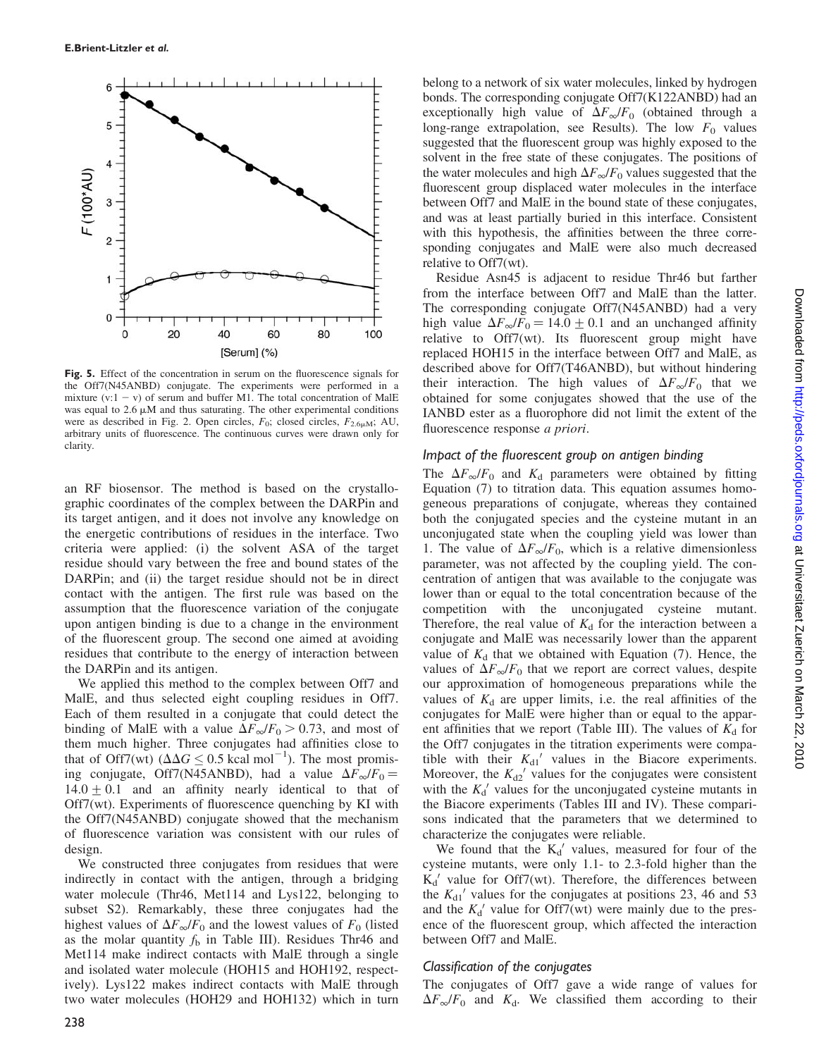Fig. 5. Effect of the concentration in serum on the fluorescence signals for the Off7(N45ANBD) conjugate. The experiments were performed in a mixture (v:1 − v) of serum and buffer M1. The total concentration of MalE was equal to 2.6 μM and thus saturating. The other experimental conditions were as described in Fig. 2. Open circles, $F_0$; closed circles, $F_{2.6\mu M}$; AU, arbitrary units of fluorescence. The continuous curves were drawn only for clarity.

an RF biosensor. The method is based on the crystallographic coordinates of the complex between the DARPin and its target antigen, and it does not involve any knowledge on the energetic contributions of residues in the interface. Two criteria were applied: (i) the solvent ASA of the target residue should vary between the free and bound states of the DARPin; and (ii) the target residue should not be in direct contact with the antigen. The first rule was based on the assumption that the fluorescence variation of the conjugate upon antigen binding is due to a change in the environment of the fluorescent group. The second one aimed at avoiding residues that contribute to the energy of interaction between the DARPin and its antigen.

We applied this method to the complex between Off7 and MalE, and thus selected eight coupling residues in Off7. Each of them resulted in a conjugate that could detect the binding of MalE with a value $\Delta F_\infty/F_0 > 0.73$, and most of them much higher. Three conjugates had affinities close to that of Off7(wt) ($\Delta\Delta G \leq 0.5$ kcal mol$^{-1}$). The most promising conjugate, Off7(N45ANBD), had a value $\Delta F_\infty/F_0 = 14.0 \pm 0.1$ and an affinity nearly identical to that of Off7(wt). Experiments of fluorescence quenching by KI with the Off7(N45ANBD) conjugate showed that the mechanism of fluorescence variation was consistent with our rules of design.

We constructed three conjugates from residues that were indirectly in contact with the antigen, through a bridging water molecule (Thr46, Met114 and Lys122, belonging to subset S2). Remarkably, these three conjugates had the highest values of $\Delta F_\infty/F_0$ and the lowest values of $F_0$ (listed as the molar quantity $f_b$ in Table III). Residues Thr46 and Met114 make indirect contacts with MalE through a single and isolated water molecule (HOH15 and HOH192, respectively). Lys122 makes indirect contacts with MalE through two water molecules (HOH29 and HOH132) which in turn belong to a network of six water molecules, linked by hydrogen bonds. The corresponding conjugate Off7(K122ANBD) had an exceptionally high value of $\Delta F_\infty/F_0$ (obtained through a long-range extrapolation, see Results). The low $F_0$ values suggested that the fluorescent group was highly exposed to the solvent in the free state of these conjugates. The positions of the water molecules and high $\Delta F_\infty/F_0$ values suggested that the fluorescent group displaced water molecules in the interface between Off7 and MalE in the bound state of these conjugates, and was at least partially buried in this interface. Consistent with this hypothesis, the affinities between the three corresponding conjugates and MalE were also much decreased relative to Off7(wt).

Residue Asn45 is adjacent to residue Thr46 but farther from the interface between Off7 and MalE than the latter. The corresponding conjugate Off7(N45ANBD) had a very high value $\Delta F_\infty/F_0 = 14.0 \pm 0.1$ and an unchanged affinity relative to Off7(wt). Its fluorescent group might have replaced HOH15 in the interface between Off7 and MalE, as described above for Off7(T46ANBD), but without hindering their interaction. The high values of $\Delta F_\infty/F_0$ that we obtained for some conjugates showed that the use of the IANBD ester as a fluorophore did not limit the extent of the fluorescence response *a priori*.

### Impact of the fluorescent group on antigen binding

The $\Delta F_\infty/F_0$ and $K_d$ parameters were obtained by fitting Equation (7) to titration data. This equation assumes homogeneous preparations of conjugate, whereas they contained both the conjugated species and the cysteine mutant in an unconjugated state when the coupling yield was lower than 1. The value of $\Delta F_\infty/F_0$, which is a relative dimensionless parameter, was not affected by the coupling yield. The concentration of antigen that was available to the conjugate was lower than or equal to the total concentration because of the competition with the unconjugated cysteine mutant. Therefore, the real value of $K_d$ for the interaction between a conjugate and MalE was necessarily lower than the apparent value of $K_d$ that we obtained with Equation (7). Hence, the values of $\Delta F_\infty/F_0$ that we report are correct values, despite our approximation of homogeneous preparations while the values of $K_d$ are upper limits, i.e. the real affinities of the conjugates for MalE were higher than or equal to the apparent affinities that we report (Table III). The values of $K_d$ for the Off7 conjugates in the titration experiments were compatible with their $K_{d1}'$ values in the Biacore experiments. Moreover, the $K_{d2}'$ values for the conjugates were consistent with the $K_d'$ values for the unconjugated cysteine mutants in the Biacore experiments (Tables III and IV). These comparisons indicated that the parameters that we determined to characterize the conjugates were reliable.

We found that the $K_d'$ values, measured for four of the cysteine mutants, were only 1.1- to 2.3-fold higher than the $K_d'$ value for Off7(wt). Therefore, the differences between the $K_{d1}'$ values for the conjugates at positions 23, 46 and 53 and the $K_d'$ value for Off7(wt) were mainly due to the presence of the fluorescent group, which affected the interaction between Off7 and MalE.

### Classification of the conjugates

The conjugates of Off7 gave a wide range of values for $\Delta F_\infty/F_0$ and $K_d$. We classified them according to their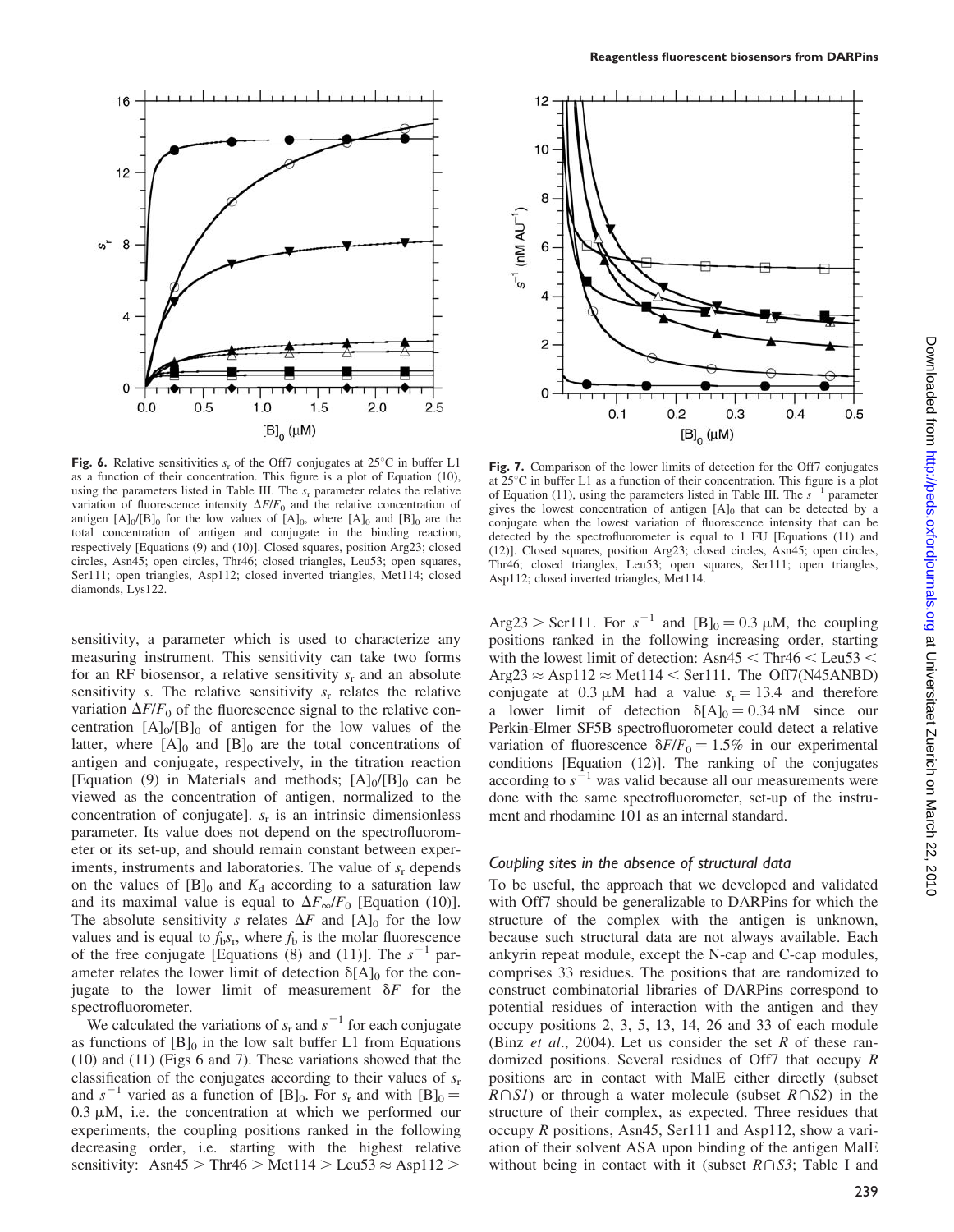**Fig. 6.** Relative sensitivities $s_r$ of the Off7 conjugates at 25°C in buffer L1 as a function of their concentration. This figure is a plot of Equation (10), using the parameters listed in Table III. The $s_r$ parameter relates the relative variation of fluorescence intensity $\Delta F/F_0$ and the relative concentration of antigen $[A]_0/[B]_0$ for the low values of $[A]_0$, where $[A]_0$ and $[B]_0$ are the total concentration of antigen and conjugate in the binding reaction, respectively [Equations (9) and (10)]. Closed squares, position Arg23; closed circles, Asn45; open circles, Thr46; closed triangles, Leu53; open squares, Ser111; open triangles, Asp112; closed inverted triangles, Met114; closed diamonds, Lys122.

**Fig. 7.** Comparison of the lower limits of detection for the Off7 conjugates at 25°C in buffer L1 as a function of their concentration. This figure is a plot of Equation (11), using the parameters listed in Table III. The $s^{-1}$ parameter gives the lowest concentration of antigen $[A]_0$ that can be detected by a conjugate when the lowest variation of fluorescence intensity that can be detected by the spectrofluorometer is equal to 1 FU [Equations (11) and (12)]. Closed squares, position Arg23; closed circles, Asn45; open circles, Thr46; closed triangles, Leu53; open squares, Ser111; open triangles, Asp112; closed inverted triangles, Met114.

sensitivity, a parameter which is used to characterize any measuring instrument. This sensitivity can take two forms for an RF biosensor, a relative sensitivity $s_r$ and an absolute sensitivity $s$. The relative sensitivity $s_r$ relates the relative variation $\Delta F/F_0$ of the fluorescence signal to the relative concentration $[A]_0/[B]_0$ of antigen for the low values of the latter, where $[A]_0$ and $[B]_0$ are the total concentrations of antigen and conjugate, respectively, in the titration reaction [Equation (9) in Materials and methods; $[A]_0/[B]_0$ can be viewed as the concentration of antigen, normalized to the concentration of conjugate]. $s_r$ is an intrinsic dimensionless parameter. Its value does not depend on the spectrofluorometer or its set-up, and should remain constant between experiments, instruments and laboratories. The value of $s_r$ depends on the values of $[B]_0$ and $K_d$ according to a saturation law and its maximal value is equal to $\Delta F_\infty/F_0$ [Equation (10)]. The absolute sensitivity $s$ relates $\Delta F$ and $[A]_0$ for the low values and is equal to $f_b s_r$, where $f_b$ is the molar fluorescence of the free conjugate [Equations (8) and (11)]. The $s^{-1}$ parameter relates the lower limit of detection $\delta[A]_0$ for the conjugate to the lower limit of measurement $\delta F$ for the spectrofluorometer.

We calculated the variations of $s_r$ and $s^{-1}$ for each conjugate as functions of $[B]_0$ in the low salt buffer L1 from Equations (10) and (11) (Figs 6 and 7). These variations showed that the classification of the conjugates according to their values of $s_r$ and $s^{-1}$ varied as a function of $[B]_0$. For $s_r$ and with $[B]_0 = 0.3$ μM, i.e. the concentration at which we performed our experiments, the coupling positions ranked in the following decreasing order, i.e. starting with the highest relative sensitivity: Asn45 > Thr46 > Met114 > Leu53 ≈ Asp112 > Arg23 > Ser111. For $s^{-1}$ and $[B]_0 = 0.3$ μM, the coupling positions ranked in the following increasing order, starting with the lowest limit of detection: Asn45 < Thr46 < Leu53 < Arg23 ≈ Asp112 ≈ Met114 < Ser111. The Off7(N45ANBD) conjugate at 0.3 μM had a value $s_r = 13.4$ and therefore a lower limit of detection $\delta[A]_0 = 0.34$ nM since our Perkin-Elmer SF5B spectrofluorometer could detect a relative variation of fluorescence $\delta F/F_0 = 1.5\%$ in our experimental conditions [Equation (12)]. The ranking of the conjugates according to $s^{-1}$ was valid because all our measurements were done with the same spectrofluorometer, set-up of the instrument and rhodamine 101 as an internal standard.

### *Coupling sites in the absence of structural data*

To be useful, the approach that we developed and validated with Off7 should be generalizable to DARPins for which the structure of the complex with the antigen is unknown, because such structural data are not always available. Each ankyrin repeat module, except the N-cap and C-cap modules, comprises 33 residues. The positions that are randomized to construct combinatorial libraries of DARPins correspond to potential residues of interaction with the antigen and they occupy positions 2, 3, 5, 13, 14, 26 and 33 of each module (Binz *et al.*, 2004). Let us consider the set $R$ of these randomized positions. Several residues of Off7 that occupy $R$ positions are in contact with MalE either directly (subset $R \cap S1$) or through a water molecule (subset $R \cap S2$) in the structure of their complex, as expected. Three residues that occupy $R$ positions, Asn45, Ser111 and Asp112, show a variation of their solvent ASA upon binding of the antigen MalE without being in contact with it (subset $R \cap S3$; Table I and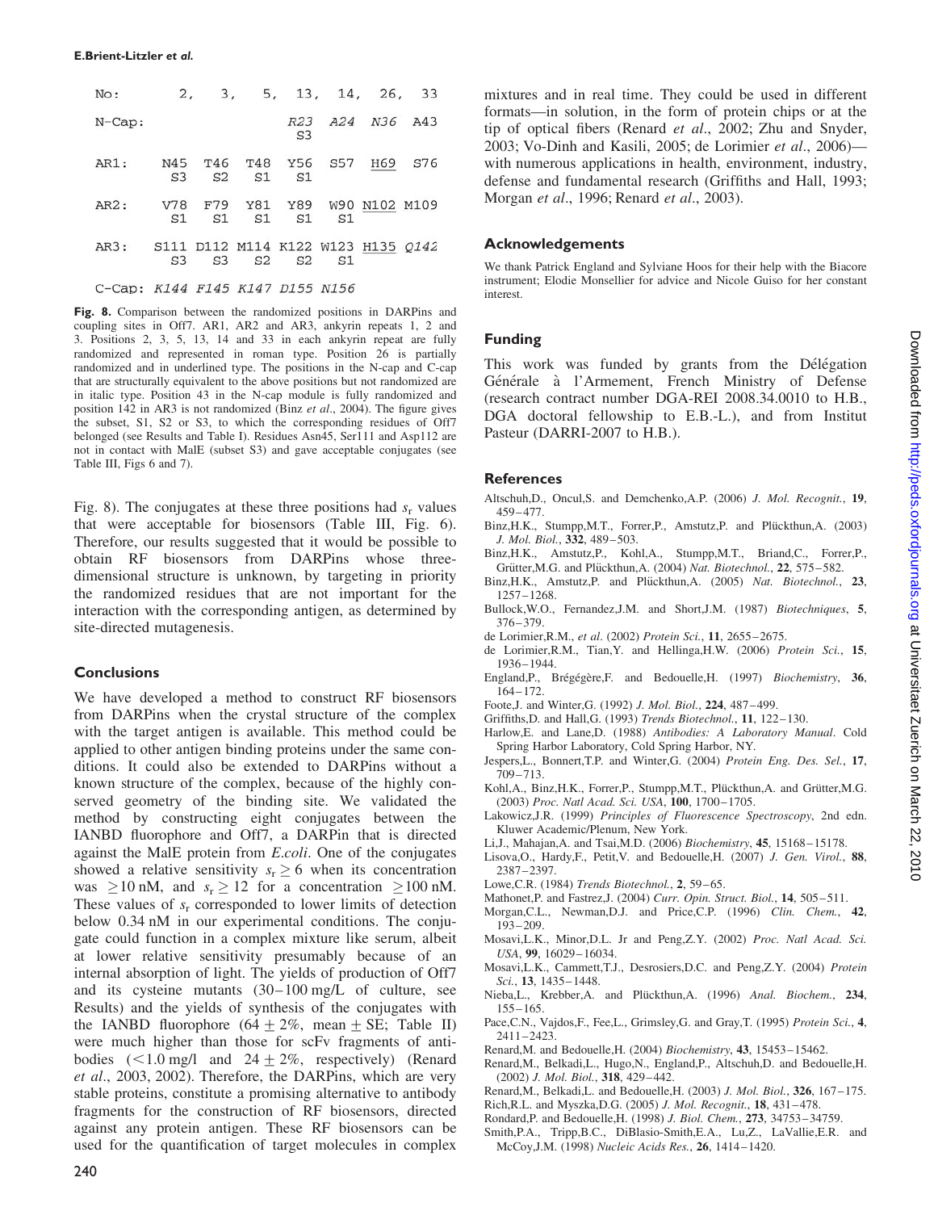| No: | 2, | 3, | 5, | 13, | 14, | 26, | 33 |
|---|---|---|---|---|---|---|---|
| N-Cap: | | | | *R23* S3 | *A24* | *N36* | A43 |
| AR1: | N45 S3 | T46 S2 | T48 S1 | Y56 S1 | S57 | H69 | S76 |
| AR2: | V78 S1 | F79 S1 | Y81 S1 | Y89 S1 | W90 S1 | N102 | M109 |
| AR3: | S111 S3 | D112 S3 | M114 S2 | K122 S2 | W123 S1 | H135 | *Q142* |
| C-Cap: | *K144* | *F145* | *K147* | *D155* | *N156* | | |

**Fig. 8.** Comparison between the randomized positions in DARPins and coupling sites in Off7. AR1, AR2 and AR3, ankyrin repeats 1, 2 and 3. Positions 2, 3, 5, 13, 14 and 33 in each ankyrin repeat are fully randomized and represented in roman type. Position 26 is partially randomized and in underlined type. The positions in the N-cap and C-cap that are structurally equivalent to the above positions but not randomized are in italic type. Position 43 in the N-cap module is fully randomized and position 142 in AR3 is not randomized (Binz *et al*., 2004). The figure gives the subset, S1, S2 or S3, to which the corresponding residues of Off7 belonged (see Results and Table I). Residues Asn45, Ser111 and Asp112 are not in contact with MalE (subset S3) and gave acceptable conjugates (see Table III, Figs 6 and 7).

Fig. 8). The conjugates at these three positions had $s_r$ values that were acceptable for biosensors (Table III, Fig. 6). Therefore, our results suggested that it would be possible to obtain RF biosensors from DARPins whose three-dimensional structure is unknown, by targeting in priority the randomized residues that are not important for the interaction with the corresponding antigen, as determined by site-directed mutagenesis.

## Conclusions

We have developed a method to construct RF biosensors from DARPins when the crystal structure of the complex with the target antigen is available. This method could be applied to other antigen binding proteins under the same conditions. It could also be extended to DARPins without a known structure of the complex, because of the highly conserved geometry of the binding site. We validated the method by constructing eight conjugates between the IANBD fluorophore and Off7, a DARPin that is directed against the MalE protein from *E.coli*. One of the conjugates showed a relative sensitivity $s_r \geq 6$ when its concentration was $\geq$10 nM, and $s_r \geq 12$ for a concentration $\geq$100 nM. These values of $s_r$ corresponded to lower limits of detection below 0.34 nM in our experimental conditions. The conjugate could function in a complex mixture like serum, albeit at lower relative sensitivity presumably because of an internal absorption of light. The yields of production of Off7 and its cysteine mutants (30–100 mg/L of culture, see Results) and the yields of synthesis of the conjugates with the IANBD fluorophore ($64 \pm 2\%$, mean $\pm$ SE; Table II) were much higher than those for scFv fragments of antibodies (<1.0 mg/l and $24 \pm 2\%$, respectively) (Renard *et al*., 2003, 2002). Therefore, the DARPins, which are very stable proteins, constitute a promising alternative to antibody fragments for the construction of RF biosensors, directed against any protein antigen. These RF biosensors can be used for the quantification of target molecules in complex mixtures and in real time. They could be used in different formats—in solution, in the form of protein chips or at the tip of optical fibers (Renard *et al*., 2002; Zhu and Snyder, 2003; Vo-Dinh and Kasili, 2005; de Lorimier *et al*., 2006)—with numerous applications in health, environment, industry, defense and fundamental research (Griffiths and Hall, 1993; Morgan *et al*., 1996; Renard *et al*., 2003).

## Acknowledgements

We thank Patrick England and Sylviane Hoos for their help with the Biacore instrument; Elodie Monsellier for advice and Nicole Guiso for her constant interest.

## Funding

This work was funded by grants from the Délégation Générale à l'Armement, French Ministry of Defense (research contract number DGA-REI 2008.34.0010 to H.B., DGA doctoral fellowship to E.B.-L.), and from Institut Pasteur (DARRI-2007 to H.B.).

## References

Altschuh,D., Oncul,S. and Demchenko,A.P. (2006) *J. Mol. Recognit.*, **19**, 459–477.

Binz,H.K., Stumpp,M.T., Forrer,P., Amstutz,P. and Plückthun,A. (2003) *J. Mol. Biol.*, **332**, 489–503.

Binz,H.K., Amstutz,P., Kohl,A., Stumpp,M.T., Briand,C., Forrer,P., Grütter,M.G. and Plückthun,A. (2004) *Nat. Biotechnol.*, **22**, 575–582.

Binz,H.K., Amstutz,P. and Plückthun,A. (2005) *Nat. Biotechnol.*, **23**, 1257–1268.

Bullock,W.O., Fernandez,J.M. and Short,J.M. (1987) *Biotechniques*, **5**, 376–379.

de Lorimier,R.M., *et al*. (2002) *Protein Sci.*, **11**, 2655–2675.

de Lorimier,R.M., Tian,Y. and Hellinga,H.W. (2006) *Protein Sci.*, **15**, 1936–1944.

England,P., Brégégère,F. and Bedouelle,H. (1997) *Biochemistry*, **36**, 164–172.

Foote,J. and Winter,G. (1992) *J. Mol. Biol.*, **224**, 487–499.

Griffiths,D. and Hall,G. (1993) *Trends Biotechnol.*, **11**, 122–130.

Harlow,E. and Lane,D. (1988) *Antibodies: A Laboratory Manual*. Cold Spring Harbor Laboratory, Cold Spring Harbor, NY.

Jespers,L., Bonnert,T.P. and Winter,G. (2004) *Protein Eng. Des. Sel.*, **17**, 709–713.

Kohl,A., Binz,H.K., Forrer,P., Stumpp,M.T., Plückthun,A. and Grütter,M.G. (2003) *Proc. Natl Acad. Sci. USA*, **100**, 1700–1705.

Lakowicz,J.R. (1999) *Principles of Fluorescence Spectroscopy*, 2nd edn. Kluwer Academic/Plenum, New York.

Li,J., Mahajan,A. and Tsai,M.D. (2006) *Biochemistry*, **45**, 15168–15178.

Lisova,O., Hardy,F., Petit,V. and Bedouelle,H. (2007) *J. Gen. Virol.*, **88**, 2387–2397.

Lowe,C.R. (1984) *Trends Biotechnol.*, **2**, 59–65.

Mathonet,P. and Fastrez,J. (2004) *Curr. Opin. Struct. Biol.*, **14**, 505–511.

Morgan,C.L., Newman,D.J. and Price,C.P. (1996) *Clin. Chem.*, **42**, 193–209.

Mosavi,L.K., Minor,D.L. Jr and Peng,Z.Y. (2002) *Proc. Natl Acad. Sci. USA*, **99**, 16029–16034.

Mosavi,L.K., Cammett,T.J., Desrosiers,D.C. and Peng,Z.Y. (2004) *Protein Sci.*, **13**, 1435–1448.

Nieba,L., Krebber,A. and Plückthun,A. (1996) *Anal. Biochem.*, **234**, 155–165.

Pace,C.N., Vajdos,F., Fee,L., Grimsley,G. and Gray,T. (1995) *Protein Sci.*, **4**, 2411–2423.

Renard,M. and Bedouelle,H. (2004) *Biochemistry*, **43**, 15453–15462.

Renard,M., Belkadi,L., Hugo,N., England,P., Altschuh,D. and Bedouelle,H. (2002) *J. Mol. Biol.*, **318**, 429–442.

Renard,M., Belkadi,L. and Bedouelle,H. (2003) *J. Mol. Biol.*, **326**, 167–175.

Rich,R.L. and Myszka,D.G. (2005) *J. Mol. Recognit.*, **18**, 431–478.

Rondard,P. and Bedouelle,H. (1998) *J. Biol. Chem.*, **273**, 34753–34759.

Smith,P.A., Tripp,B.C., DiBlasio-Smith,E.A., Lu,Z., LaVallie,E.R. and McCoy,J.M. (1998) *Nucleic Acids Res.*, **26**, 1414–1420.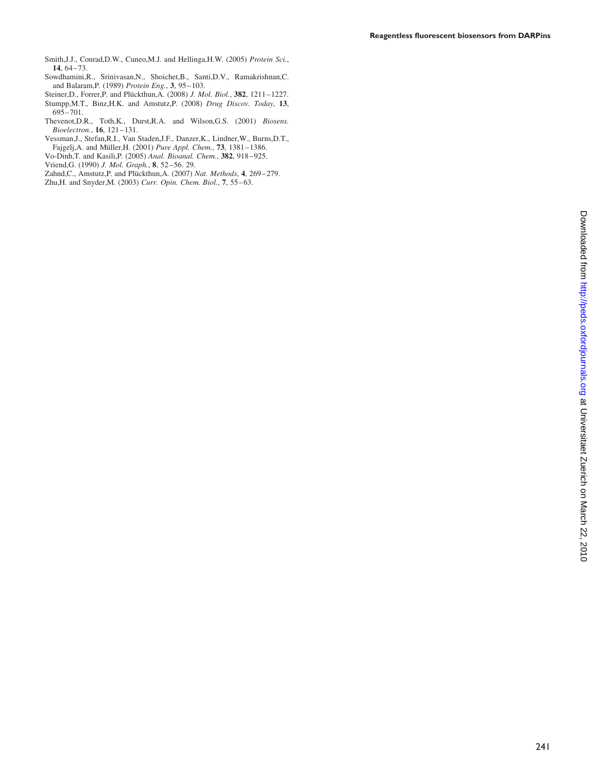Smith,J.J., Conrad,D.W., Cuneo,M.J. and Hellinga,H.W. (2005) *Protein Sci.*, **14**, 64–73.

Sowdhamini,R., Srinivasan,N., Shoichet,B., Santi,D.V., Ramakrishnan,C. and Balaram,P. (1989) *Protein Eng.*, **3**, 95–103.

Steiner,D., Forrer,P. and Plückthun,A. (2008) *J. Mol. Biol.*, **382**, 1211–1227.

Stumpp,M.T., Binz,H.K. and Amstutz,P. (2008) *Drug Discov. Today*, **13**, 695–701.

Thevenot,D.R., Toth,K., Durst,R.A. and Wilson,G.S. (2001) *Biosens. Bioelectron.*, **16**, 121–131.

Vessman,J., Stefan,R.I., Van Staden,J.F., Danzer,K., Lindner,W., Burns,D.T., Fajgelj,A. and Müller,H. (2001) *Pure Appl. Chem.*, **73**, 1381–1386.

Vo-Dinh,T. and Kasili,P. (2005) *Anal. Bioanal. Chem.*, **382**, 918–925.

Vriend,G. (1990) *J. Mol. Graph.*, **8**, 52–56. 29.

Zahnd,C., Amstutz,P. and Plückthun,A. (2007) *Nat. Methods*, **4**, 269–279.

Zhu,H. and Snyder,M. (2003) *Curr. Opin. Chem. Biol.*, **7**, 55–63.